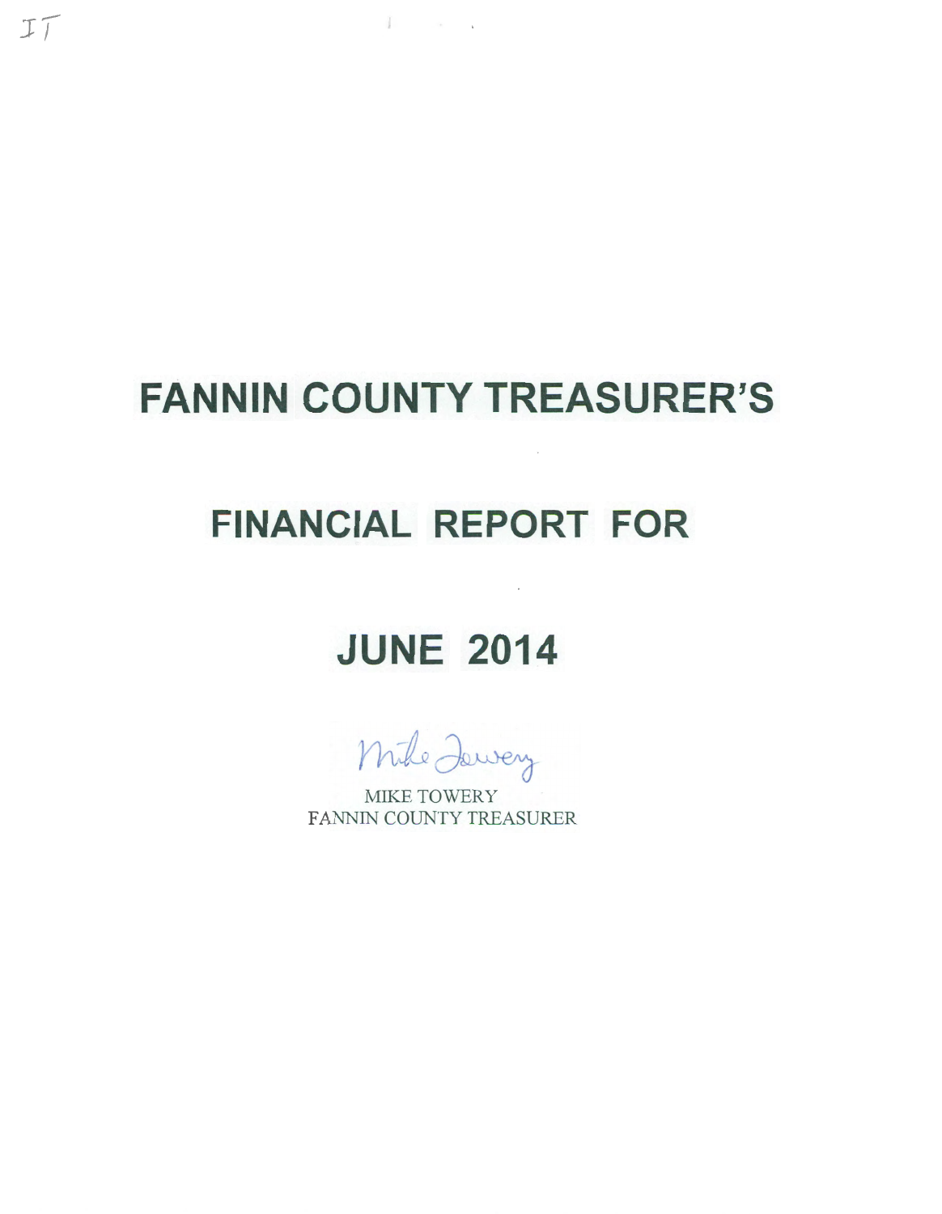IT

# FANNIN COUNTY TREASURER'S

# FINANCIAL REPORT FOR

# JUNE 2014

Mike Towery

MIKE TOWERY
FANNIN COUNTY TREASURER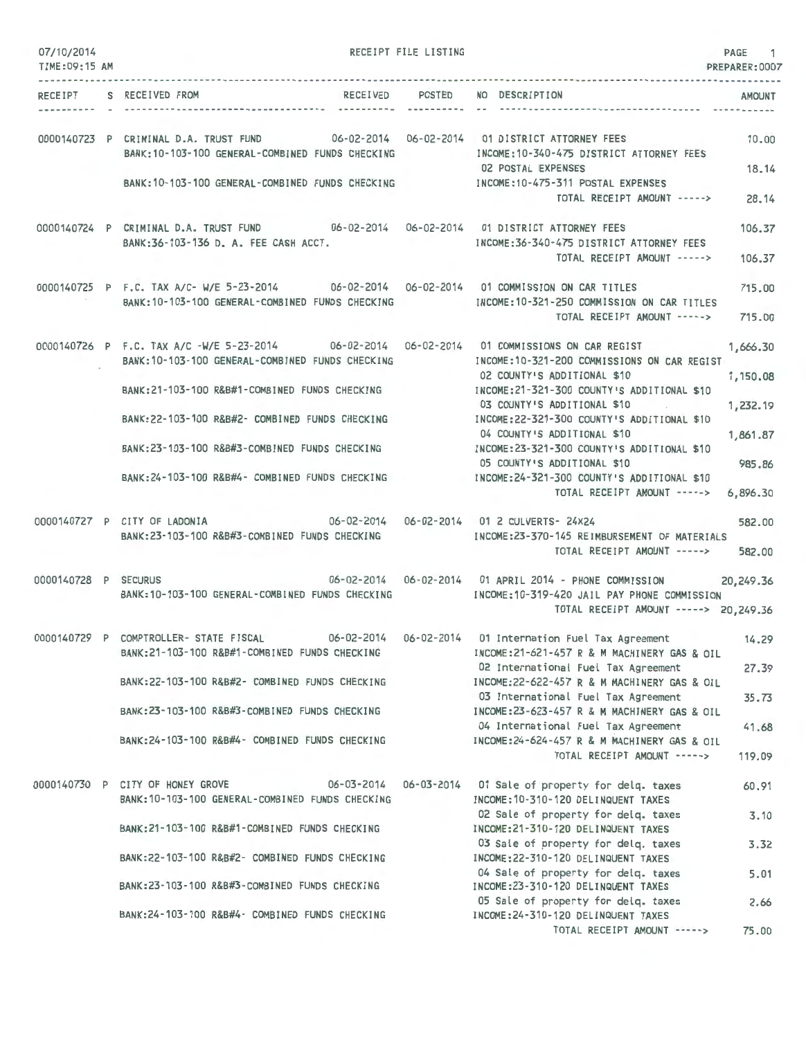07/10/2014 RECEIPT FILE LISTING PAGE 1
TIME:09:15 AM PREPARER:0007

| RECEIPT | S | RECEIVED FROM | RECEIVED | POSTED | NO | DESCRIPTION | AMOUNT |
|---|---|---|---|---|---|---|---|
| 0000140723 | P | CRIMINAL D.A. TRUST FUND | 06-02-2014 | 06-02-2014 | 01 | DISTRICT ATTORNEY FEES | 10.00 |
| | | BANK:10-103-100 GENERAL-COMBINED FUNDS CHECKING | | | | INCOME:10-340-475 DISTRICT ATTORNEY FEES | |
| | | | | | 02 | POSTAL EXPENSES | 18.14 |
| | | BANK:10-103-100 GENERAL-COMBINED FUNDS CHECKING | | | | INCOME:10-475-311 POSTAL EXPENSES | |
| | | | | | | TOTAL RECEIPT AMOUNT -----> | 28.14 |
| 0000140724 | P | CRIMINAL D.A. TRUST FUND | 06-02-2014 | 06-02-2014 | 01 | DISTRICT ATTORNEY FEES | 106.37 |
| | | BANK:36-103-136 D. A. FEE CASH ACCT. | | | | INCOME:36-340-475 DISTRICT ATTORNEY FEES | |
| | | | | | | TOTAL RECEIPT AMOUNT -----> | 106.37 |
| 0000140725 | P | F.C. TAX A/C- W/E 5-23-2014 | 06-02-2014 | 06-02-2014 | 01 | COMMISSION ON CAR TITLES | 715.00 |
| | | BANK:10-103-100 GENERAL-COMBINED FUNDS CHECKING | | | | INCOME:10-321-250 COMMISSION ON CAR TITLES | |
| | | | | | | TOTAL RECEIPT AMOUNT -----> | 715.00 |
| 0000140726 | P | F.C. TAX A/C -W/E 5-23-2014 | 06-02-2014 | 06-02-2014 | 01 | COMMISSIONS ON CAR REGIST | 1,666.30 |
| | | BANK:10-103-100 GENERAL-COMBINED FUNDS CHECKING | | | | INCOME:10-321-200 COMMISSIONS ON CAR REGIST | |
| | | | | | 02 | COUNTY'S ADDITIONAL $10 | 1,150.08 |
| | | BANK:21-103-100 R&B#1-COMBINED FUNDS CHECKING | | | | INCOME:21-321-300 COUNTY'S ADDITIONAL $10 | |
| | | | | | 03 | COUNTY'S ADDITIONAL $10 | 1,232.19 |
| | | BANK:22-103-100 R&B#2- COMBINED FUNDS CHECKING | | | | INCOME:22-321-300 COUNTY'S ADDITIONAL $10 | |
| | | | | | 04 | COUNTY'S ADDITIONAL $10 | 1,861.87 |
| | | BANK:23-103-100 R&B#3-COMBINED FUNDS CHECKING | | | | INCOME:23-321-300 COUNTY'S ADDITIONAL $10 | |
| | | | | | 05 | COUNTY'S ADDITIONAL $10 | 985.86 |
| | | BANK:24-103-100 R&B#4- COMBINED FUNDS CHECKING | | | | INCOME:24-321-300 COUNTY'S ADDITIONAL $10 | |
| | | | | | | TOTAL RECEIPT AMOUNT -----> | 6,896.30 |
| 0000140727 | P | CITY OF LADONIA | 06-02-2014 | 06-02-2014 | 01 | 2 CULVERTS- 24X24 | 582.00 |
| | | BANK:23-103-100 R&B#3-COMBINED FUNDS CHECKING | | | | INCOME:23-370-145 REIMBURSEMENT OF MATERIALS | |
| | | | | | | TOTAL RECEIPT AMOUNT -----> | 582.00 |
| 0000140728 | P | SECURUS | 06-02-2014 | 06-02-2014 | 01 | APRIL 2014 - PHONE COMMISSION | 20,249.36 |
| | | BANK:10-103-100 GENERAL-COMBINED FUNDS CHECKING | | | | INCOME:10-319-420 JAIL PAY PHONE COMMISSION | |
| | | | | | | TOTAL RECEIPT AMOUNT -----> | 20,249.36 |
| 0000140729 | P | COMPTROLLER- STATE FISCAL | 06-02-2014 | 06-02-2014 | 01 | Internation Fuel Tax Agreement | 14.29 |
| | | BANK:21-103-100 R&B#1-COMBINED FUNDS CHECKING | | | | INCOME:21-621-457 R & M MACHINERY GAS & OIL | |
| | | | | | 02 | International Fuel Tax Agreement | 27.39 |
| | | BANK:22-103-100 R&B#2- COMBINED FUNDS CHECKING | | | | INCOME:22-622-457 R & M MACHINERY GAS & OIL | |
| | | | | | 03 | International Fuel Tax Agreement | 35.73 |
| | | BANK:23-103-100 R&B#3-COMBINED FUNDS CHECKING | | | | INCOME:23-623-457 R & M MACHINERY GAS & OIL | |
| | | | | | 04 | International Fuel Tax Agreement | 41.68 |
| | | BANK:24-103-100 R&B#4- COMBINED FUNDS CHECKING | | | | INCOME:24-624-457 R & M MACHINERY GAS & OIL | |
| | | | | | | TOTAL RECEIPT AMOUNT -----> | 119.09 |
| 0000140730 | P | CITY OF HONEY GROVE | 06-03-2014 | 06-03-2014 | 01 | Sale of property for delq. taxes | 60.91 |
| | | BANK:10-103-100 GENERAL-COMBINED FUNDS CHECKING | | | | INCOME:10-310-120 DELINQUENT TAXES | |
| | | | | | 02 | Sale of property for delq. taxes | 3.10 |
| | | BANK:21-103-100 R&B#1-COMBINED FUNDS CHECKING | | | | INCOME:21-310-120 DELINQUENT TAXES | |
| | | | | | 03 | Sale of property for delq. taxes | 3.32 |
| | | BANK:22-103-100 R&B#2- COMBINED FUNDS CHECKING | | | | INCOME:22-310-120 DELINQUENT TAXES | |
| | | | | | 04 | Sale of property for delq. taxes | 5.01 |
| | | BANK:23-103-100 R&B#3-COMBINED FUNDS CHECKING | | | | INCOME:23-310-120 DELINQUENT TAXES | |
| | | | | | 05 | Sale of property for delq. taxes | 2.66 |
| | | BANK:24-103-100 R&B#4- COMBINED FUNDS CHECKING | | | | INCOME:24-310-120 DELINQUENT TAXES | |
| | | | | | | TOTAL RECEIPT AMOUNT -----> | 75.00 |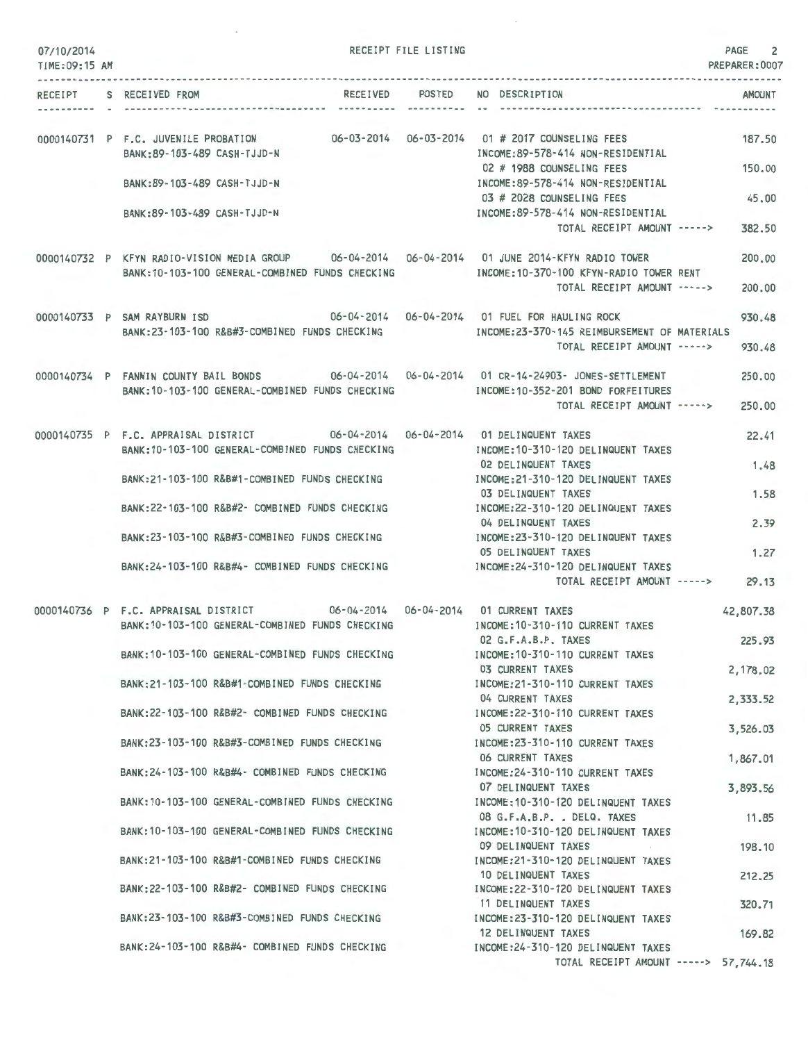07/10/2014 RECEIPT FILE LISTING
TIME: 09:15 AM PREPARER: 0007

| RECEIPT | S | RECEIVED FROM | RECEIVED | POSTED | NO | DESCRIPTION | AMOUNT |
|---|---|---|---|---|---|---|---|
| 0000140731 | P | F.C. JUVENILE PROBATION | 06-03-2014 | 06-03-2014 | 01 | # 2017 COUNSELING FEES | 187.50 |
| | | BANK:89-103-489 CASH-TJJD-N | | | | INCOME:89-578-414 NON-RESIDENTIAL | |
| | | | | | 02 | # 1988 COUNSELING FEES | 150.00 |
| | | BANK:89-103-489 CASH-TJJD-N | | | | INCOME:89-578-414 NON-RESIDENTIAL | |
| | | | | | 03 | # 2028 COUNSELING FEES | 45.00 |
| | | BANK:89-103-489 CASH-TJJD-N | | | | INCOME:89-578-414 NON-RESIDENTIAL | |
| | | | | | | TOTAL RECEIPT AMOUNT -----> | 382.50 |
| 0000140732 | P | KFYN RADIO-VISION MEDIA GROUP | 06-04-2014 | 06-04-2014 | 01 | JUNE 2014-KFYN RADIO TOWER | 200.00 |
| | | BANK:10-103-100 GENERAL-COMBINED FUNDS CHECKING | | | | INCOME:10-370-100 KFYN-RADIO TOWER RENT | |
| | | | | | | TOTAL RECEIPT AMOUNT -----> | 200.00 |
| 0000140733 | P | SAM RAYBURN ISD | 06-04-2014 | 06-04-2014 | 01 | FUEL FOR HAULING ROCK | 930.48 |
| | | BANK:23-103-100 R&B#3-COMBINED FUNDS CHECKING | | | | INCOME:23-370-145 REIMBURSEMENT OF MATERIALS | |
| | | | | | | TOTAL RECEIPT AMOUNT -----> | 930.48 |
| 0000140734 | P | FANNIN COUNTY BAIL BONDS | 06-04-2014 | 06-04-2014 | 01 | CR-14-24903- JONES-SETTLEMENT | 250.00 |
| | | BANK:10-103-100 GENERAL-COMBINED FUNDS CHECKING | | | | INCOME:10-352-201 BOND FORFEITURES | |
| | | | | | | TOTAL RECEIPT AMOUNT -----> | 250.00 |
| 0000140735 | P | F.C. APPRAISAL DISTRICT | 06-04-2014 | 06-04-2014 | 01 | DELINQUENT TAXES | 22.41 |
| | | BANK:10-103-100 GENERAL-COMBINED FUNDS CHECKING | | | | INCOME:10-310-120 DELINQUENT TAXES | |
| | | | | | 02 | DELINQUENT TAXES | 1.48 |
| | | BANK:21-103-100 R&B#1-COMBINED FUNDS CHECKING | | | | INCOME:21-310-120 DELINQUENT TAXES | |
| | | | | | 03 | DELINQUENT TAXES | 1.58 |
| | | BANK:22-103-100 R&B#2- COMBINED FUNDS CHECKING | | | | INCOME:22-310-120 DELINQUENT TAXES | |
| | | | | | 04 | DELINQUENT TAXES | 2.39 |
| | | BANK:23-103-100 R&B#3-COMBINED FUNDS CHECKING | | | | INCOME:23-310-120 DELINQUENT TAXES | |
| | | | | | 05 | DELINQUENT TAXES | 1.27 |
| | | BANK:24-103-100 R&B#4- COMBINED FUNDS CHECKING | | | | INCOME:24-310-120 DELINQUENT TAXES | |
| | | | | | | TOTAL RECEIPT AMOUNT -----> | 29.13 |
| 0000140736 | P | F.C. APPRAISAL DISTRICT | 06-04-2014 | 06-04-2014 | 01 | CURRENT TAXES | 42,807.38 |
| | | BANK:10-103-100 GENERAL-COMBINED FUNDS CHECKING | | | | INCOME:10-310-110 CURRENT TAXES | |
| | | | | | 02 | G.F.A.B.P. TAXES | 225.93 |
| | | BANK:10-103-100 GENERAL-COMBINED FUNDS CHECKING | | | | INCOME:10-310-110 CURRENT TAXES | |
| | | | | | 03 | CURRENT TAXES | 2,178.02 |
| | | BANK:21-103-100 R&B#1-COMBINED FUNDS CHECKING | | | | INCOME:21-310-110 CURRENT TAXES | |
| | | | | | 04 | CURRENT TAXES | 2,333.52 |
| | | BANK:22-103-100 R&B#2- COMBINED FUNDS CHECKING | | | | INCOME:22-310-110 CURRENT TAXES | |
| | | | | | 05 | CURRENT TAXES | 3,526.03 |
| | | BANK:23-103-100 R&B#3-COMBINED FUNDS CHECKING | | | | INCOME:23-310-110 CURRENT TAXES | |
| | | | | | 06 | CURRENT TAXES | 1,867.01 |
| | | BANK:24-103-100 R&B#4- COMBINED FUNDS CHECKING | | | | INCOME:24-310-110 CURRENT TAXES | |
| | | | | | 07 | DELINQUENT TAXES | 3,893.56 |
| | | BANK:10-103-100 GENERAL-COMBINED FUNDS CHECKING | | | | INCOME:10-310-120 DELINQUENT TAXES | |
| | | | | | 08 | G.F.A.B.P. . DELQ. TAXES | 11.85 |
| | | BANK:10-103-100 GENERAL-COMBINED FUNDS CHECKING | | | | INCOME:10-310-120 DELINQUENT TAXES | |
| | | | | | 09 | DELINQUENT TAXES | 198.10 |
| | | BANK:21-103-100 R&B#1-COMBINED FUNDS CHECKING | | | | INCOME:21-310-120 DELINQUENT TAXES | |
| | | | | | 10 | DELINQUENT TAXES | 212.25 |
| | | BANK:22-103-100 R&B#2- COMBINED FUNDS CHECKING | | | | INCOME:22-310-120 DELINQUENT TAXES | |
| | | | | | 11 | DELINQUENT TAXES | 320.71 |
| | | BANK:23-103-100 R&B#3-COMBINED FUNDS CHECKING | | | | INCOME:23-310-120 DELINQUENT TAXES | |
| | | | | | 12 | DELINQUENT TAXES | 169.82 |
| | | BANK:24-103-100 R&B#4- COMBINED FUNDS CHECKING | | | | INCOME:24-310-120 DELINQUENT TAXES | |
| | | | | | | TOTAL RECEIPT AMOUNT -----> | 57,744.18 |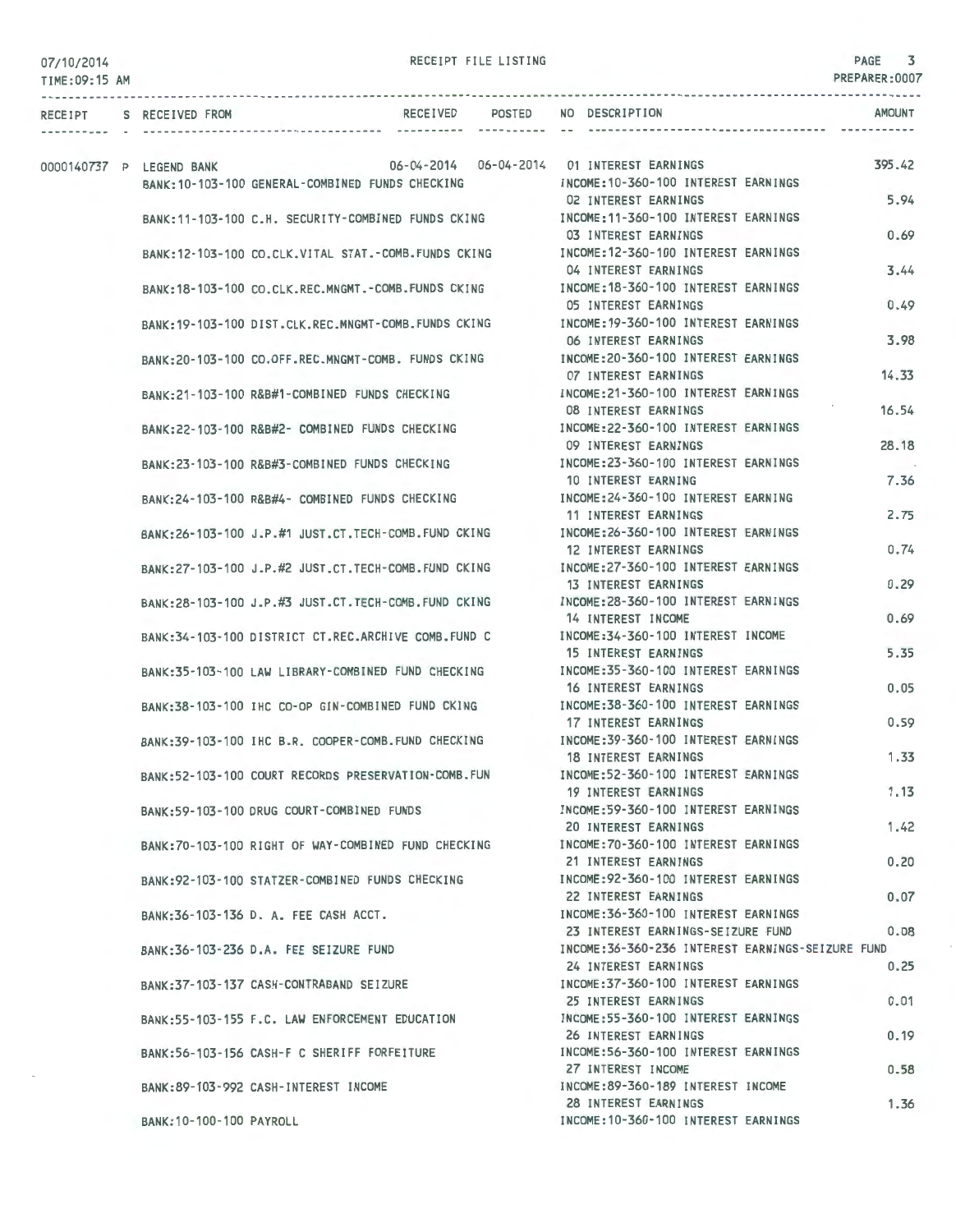07/10/2014 RECEIPT FILE LISTING PREPARER:0007

TIME:09:15 AM

| RECEIPT | S | RECEIVED FROM | RECEIVED | POSTED | NO | DESCRIPTION | AMOUNT |
|---|---|---|---|---|---|---|---|
| 0000140737 | P | LEGEND BANK | 06-04-2014 | 06-04-2014 | 01 | INTEREST EARNINGS | 395.42 |
| | | BANK:10-103-100 GENERAL-COMBINED FUNDS CHECKING | | | | INCOME:10-360-100 INTEREST EARNINGS | |
| | | | | | 02 | INTEREST EARNINGS | 5.94 |
| | | BANK:11-103-100 C.H. SECURITY-COMBINED FUNDS CKING | | | | INCOME:11-360-100 INTEREST EARNINGS | |
| | | | | | 03 | INTEREST EARNINGS | 0.69 |
| | | BANK:12-103-100 CO.CLK.VITAL STAT.-COMB.FUNDS CKING | | | | INCOME:12-360-100 INTEREST EARNINGS | |
| | | | | | 04 | INTEREST EARNINGS | 3.44 |
| | | BANK:18-103-100 CO.CLK.REC.MNGMT.-COMB.FUNDS CKING | | | | INCOME:18-360-100 INTEREST EARNINGS | |
| | | | | | 05 | INTEREST EARNINGS | 0.49 |
| | | BANK:19-103-100 DIST.CLK.REC.MNGMT-COMB.FUNDS CKING | | | | INCOME:19-360-100 INTEREST EARNINGS | |
| | | | | | 06 | INTEREST EARNINGS | 3.98 |
| | | BANK:20-103-100 CO.OFF.REC.MNGMT-COMB. FUNDS CKING | | | | INCOME:20-360-100 INTEREST EARNINGS | |
| | | | | | 07 | INTEREST EARNINGS | 14.33 |
| | | BANK:21-103-100 R&B#1-COMBINED FUNDS CHECKING | | | | INCOME:21-360-100 INTEREST EARNINGS | |
| | | | | | 08 | INTEREST EARNINGS | 16.54 |
| | | BANK:22-103-100 R&B#2- COMBINED FUNDS CHECKING | | | | INCOME:22-360-100 INTEREST EARNINGS | |
| | | | | | 09 | INTEREST EARNINGS | 28.18 |
| | | BANK:23-103-100 R&B#3-COMBINED FUNDS CHECKING | | | | INCOME:23-360-100 INTEREST EARNINGS | |
| | | | | | 10 | INTEREST EARNING | 7.36 |
| | | BANK:24-103-100 R&B#4- COMBINED FUNDS CHECKING | | | | INCOME:24-360-100 INTEREST EARNING | |
| | | | | | 11 | INTEREST EARNINGS | 2.75 |
| | | BANK:26-103-100 J.P.#1 JUST.CT.TECH-COMB.FUND CKING | | | | INCOME:26-360-100 INTEREST EARNINGS | |
| | | | | | 12 | INTEREST EARNINGS | 0.74 |
| | | BANK:27-103-100 J.P.#2 JUST.CT.TECH-COMB.FUND CKING | | | | INCOME:27-360-100 INTEREST EARNINGS | |
| | | | | | 13 | INTEREST EARNINGS | 0.29 |
| | | BANK:28-103-100 J.P.#3 JUST.CT.TECH-COMB.FUND CKING | | | | INCOME:28-360-100 INTEREST EARNINGS | |
| | | | | | 14 | INTEREST INCOME | 0.69 |
| | | BANK:34-103-100 DISTRICT CT.REC.ARCHIVE COMB.FUND C | | | | INCOME:34-360-100 INTEREST INCOME | |
| | | | | | 15 | INTEREST EARNINGS | 5.35 |
| | | BANK:35-103-100 LAW LIBRARY-COMBINED FUND CHECKING | | | | INCOME:35-360-100 INTEREST EARNINGS | |
| | | | | | 16 | INTEREST EARNINGS | 0.05 |
| | | BANK:38-103-100 IHC CO-OP GIN-COMBINED FUND CKING | | | | INCOME:38-360-100 INTEREST EARNINGS | |
| | | | | | 17 | INTEREST EARNINGS | 0.59 |
| | | BANK:39-103-100 IHC B.R. COOPER-COMB.FUND CHECKING | | | | INCOME:39-360-100 INTEREST EARNINGS | |
| | | | | | 18 | INTEREST EARNINGS | 1.33 |
| | | BANK:52-103-100 COURT RECORDS PRESERVATION-COMB.FUN | | | | INCOME:52-360-100 INTEREST EARNINGS | |
| | | | | | 19 | INTEREST EARNINGS | 1.13 |
| | | BANK:59-103-100 DRUG COURT-COMBINED FUNDS | | | | INCOME:59-360-100 INTEREST EARNINGS | |
| | | | | | 20 | INTEREST EARNINGS | 1.42 |
| | | BANK:70-103-100 RIGHT OF WAY-COMBINED FUND CHECKING | | | | INCOME:70-360-100 INTEREST EARNINGS | |
| | | | | | 21 | INTEREST EARNINGS | 0.20 |
| | | BANK:92-103-100 STATZER-COMBINED FUNDS CHECKING | | | | INCOME:92-360-100 INTEREST EARNINGS | |
| | | | | | 22 | INTEREST EARNINGS | 0.07 |
| | | BANK:36-103-136 D. A. FEE CASH ACCT. | | | | INCOME:36-360-100 INTEREST EARNINGS | |
| | | | | | 23 | INTEREST EARNINGS-SEIZURE FUND | 0.08 |
| | | BANK:36-103-236 D.A. FEE SEIZURE FUND | | | | INCOME:36-360-236 INTEREST EARNINGS-SEIZURE FUND | |
| | | | | | 24 | INTEREST EARNINGS | 0.25 |
| | | BANK:37-103-137 CASH-CONTRABAND SEIZURE | | | | INCOME:37-360-100 INTEREST EARNINGS | |
| | | | | | 25 | INTEREST EARNINGS | 0.01 |
| | | BANK:55-103-155 F.C. LAW ENFORCEMENT EDUCATION | | | | INCOME:55-360-100 INTEREST EARNINGS | |
| | | | | | 26 | INTEREST EARNINGS | 0.19 |
| | | BANK:56-103-156 CASH-F C SHERIFF FORFEITURE | | | | INCOME:56-360-100 INTEREST EARNINGS | |
| | | | | | 27 | INTEREST INCOME | 0.58 |
| | | BANK:89-103-992 CASH-INTEREST INCOME | | | | INCOME:89-360-189 INTEREST INCOME | |
| | | | | | 28 | INTEREST EARNINGS | 1.36 |
| | | BANK:10-100-100 PAYROLL | | | | INCOME:10-360-100 INTEREST EARNINGS | |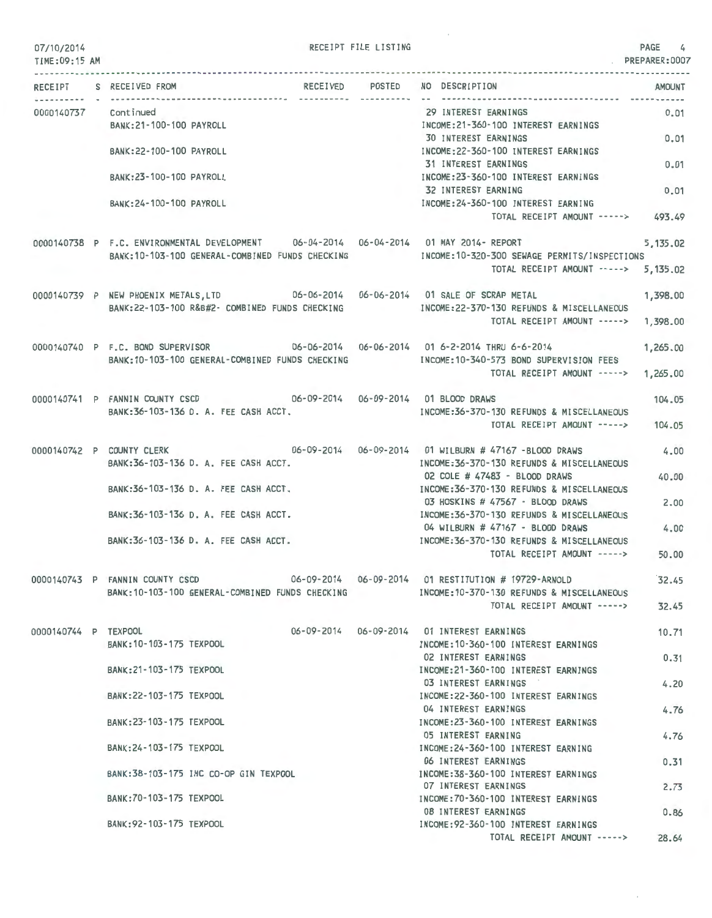RECEIPT FILE LISTING

| RECEIPT | S | RECEIVED FROM | RECEIVED | POSTED | NO | DESCRIPTION | AMOUNT |
|---|---|---|---|---|---|---|---|
| 0000140737 | | Continued | | | 29 | INTEREST EARNINGS | 0.01 |
| | | BANK:21-100-100 PAYROLL | | | | INCOME:21-360-100 INTEREST EARNINGS | |
| | | | | | 30 | INTEREST EARNINGS | 0.01 |
| | | BANK:22-100-100 PAYROLL | | | | INCOME:22-360-100 INTEREST EARNINGS | |
| | | | | | 31 | INTEREST EARNINGS | 0.01 |
| | | BANK:23-100-100 PAYROLL | | | | INCOME:23-360-100 INTEREST EARNINGS | |
| | | | | | 32 | INTEREST EARNING | 0.01 |
| | | BANK:24-100-100 PAYROLL | | | | INCOME:24-360-100 INTEREST EARNING | |
| | | | | | | TOTAL RECEIPT AMOUNT -----> | 493.49 |
| 0000140738 | P | F.C. ENVIRONMENTAL DEVELOPMENT | 06-04-2014 | 06-04-2014 | 01 | MAY 2014- REPORT | 5,135.02 |
| | | BANK:10-103-100 GENERAL-COMBINED FUNDS CHECKING | | | | INCOME:10-320-300 SEWAGE PERMITS/INSPECTIONS | |
| | | | | | | TOTAL RECEIPT AMOUNT -----> | 5,135.02 |
| 0000140739 | P | NEW PHOENIX METALS,LTD | 06-06-2014 | 06-06-2014 | 01 | SALE OF SCRAP METAL | 1,398.00 |
| | | BANK:22-103-100 R&B#2- COMBINED FUNDS CHECKING | | | | INCOME:22-370-130 REFUNDS & MISCELLANEOUS | |
| | | | | | | TOTAL RECEIPT AMOUNT -----> | 1,398.00 |
| 0000140740 | P | F.C. BOND SUPERVISOR | 06-06-2014 | 06-06-2014 | 01 | 6-2-2014 THRU 6-6-2014 | 1,265.00 |
| | | BANK:10-103-100 GENERAL-COMBINED FUNDS CHECKING | | | | INCOME:10-340-573 BOND SUPERVISION FEES | |
| | | | | | | TOTAL RECEIPT AMOUNT -----> | 1,265.00 |
| 0000140741 | P | FANNIN COUNTY CSCD | 06-09-2014 | 06-09-2014 | 01 | BLOOD DRAWS | 104.05 |
| | | BANK:36-103-136 D. A. FEE CASH ACCT. | | | | INCOME:36-370-130 REFUNDS & MISCELLANEOUS | |
| | | | | | | TOTAL RECEIPT AMOUNT -----> | 104.05 |
| 0000140742 | P | COUNTY CLERK | 06-09-2014 | 06-09-2014 | 01 | WILBURN # 47167 -BLOOD DRAWS | 4.00 |
| | | BANK:36-103-136 D. A. FEE CASH ACCT. | | | | INCOME:36-370-130 REFUNDS & MISCELLANEOUS | |
| | | | | | 02 | COLE # 47483 - BLOOD DRAWS | 40.00 |
| | | BANK:36-103-136 D. A. FEE CASH ACCT. | | | | INCOME:36-370-130 REFUNDS & MISCELLANEOUS | |
| | | | | | 03 | HOSKINS # 47567 - BLOOD DRAWS | 2.00 |
| | | BANK:36-103-136 D. A. FEE CASH ACCT. | | | | INCOME:36-370-130 REFUNDS & MISCELLANEOUS | |
| | | | | | 04 | WILBURN # 47167 - BLOOD DRAWS | 4.00 |
| | | BANK:36-103-136 D. A. FEE CASH ACCT. | | | | INCOME:36-370-130 REFUNDS & MISCELLANEOUS | |
| | | | | | | TOTAL RECEIPT AMOUNT -----> | 50.00 |
| 0000140743 | P | FANNIN COUNTY CSCD | 06-09-2014 | 06-09-2014 | 01 | RESTITUTION # 19729-ARNOLD | 32.45 |
| | | BANK:10-103-100 GENERAL-COMBINED FUNDS CHECKING | | | | INCOME:10-370-130 REFUNDS & MISCELLANEOUS | |
| | | | | | | TOTAL RECEIPT AMOUNT -----> | 32.45 |
| 0000140744 | P | TEXPOOL | 06-09-2014 | 06-09-2014 | 01 | INTEREST EARNINGS | 10.71 |
| | | BANK:10-103-175 TEXPOOL | | | | INCOME:10-360-100 INTEREST EARNINGS | |
| | | | | | 02 | INTEREST EARNINGS | 0.31 |
| | | BANK:21-103-175 TEXPOOL | | | | INCOME:21-360-100 INTEREST EARNINGS | |
| | | | | | 03 | INTEREST EARNINGS | 4.20 |
| | | BANK:22-103-175 TEXPOOL | | | | INCOME:22-360-100 INTEREST EARNINGS | |
| | | | | | 04 | INTEREST EARNINGS | 4.76 |
| | | BANK:23-103-175 TEXPOOL | | | | INCOME:23-360-100 INTEREST EARNINGS | |
| | | | | | 05 | INTEREST EARNING | 4.76 |
| | | BANK:24-103-175 TEXPOOL | | | | INCOME:24-360-100 INTEREST EARNING | |
| | | | | | 06 | INTEREST EARNINGS | 0.31 |
| | | BANK:38-103-175 INC CO-OP GIN TEXPOOL | | | | INCOME:38-360-100 INTEREST EARNINGS | |
| | | | | | 07 | INTEREST EARNINGS | 2.73 |
| | | BANK:70-103-175 TEXPOOL | | | | INCOME:70-360-100 INTEREST EARNINGS | |
| | | | | | 08 | INTEREST EARNINGS | 0.86 |
| | | BANK:92-103-175 TEXPOOL | | | | INCOME:92-360-100 INTEREST EARNINGS | |
| | | | | | | TOTAL RECEIPT AMOUNT -----> | 28.64 |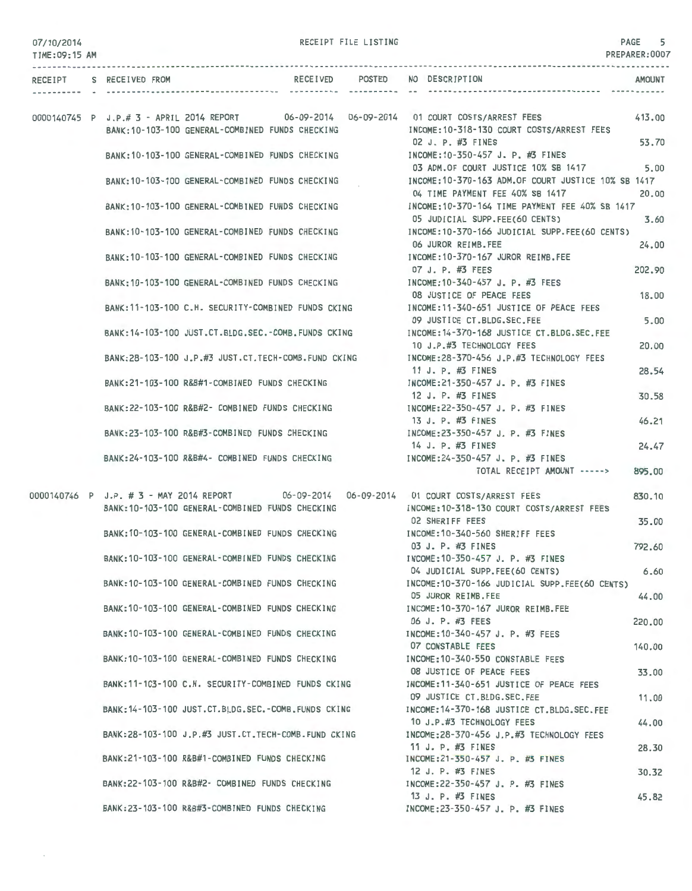07/10/2014 RECEIPT FILE LISTING PAGE 5
TIME:09:15 AM PREPARER:0007

| RECEIPT | S | RECEIVED FROM | RECEIVED | POSTED | NO | DESCRIPTION | AMOUNT |
|---|---|---|---|---|---|---|---|
| 0000140745 | P | J.P.# 3 - APRIL 2014 REPORT | 06-09-2014 | 06-09-2014 | 01 | COURT COSTS/ARREST FEES | 413.00 |
| | | BANK:10-103-100 GENERAL-COMBINED FUNDS CHECKING | | | | INCOME:10-318-130 COURT COSTS/ARREST FEES | |
| | | | | | 02 | J. P. #3 FINES | 53.70 |
| | | BANK:10-103-100 GENERAL-COMBINED FUNDS CHECKING | | | | INCOME:10-350-457 J. P. #3 FINES | |
| | | | | | 03 | ADM.OF COURT JUSTICE 10% SB 1417 | 5.00 |
| | | BANK:10-103-100 GENERAL-COMBINED FUNDS CHECKING | | | | INCOME:10-370-163 ADM.OF COURT JUSTICE 10% SB 1417 | |
| | | | | | 04 | TIME PAYMENT FEE 40% SB 1417 | 20.00 |
| | | BANK:10-103-100 GENERAL-COMBINED FUNDS CHECKING | | | | INCOME:10-370-164 TIME PAYMENT FEE 40% SB 1417 | |
| | | | | | 05 | JUDICIAL SUPP.FEE(60 CENTS) | 3.60 |
| | | BANK:10-103-100 GENERAL-COMBINED FUNDS CHECKING | | | | INCOME:10-370-166 JUDICIAL SUPP.FEE(60 CENTS) | |
| | | | | | 06 | JUROR REIMB.FEE | 24.00 |
| | | BANK:10-103-100 GENERAL-COMBINED FUNDS CHECKING | | | | INCOME:10-370-167 JUROR REIMB.FEE | |
| | | | | | 07 | J. P. #3 FEES | 202.90 |
| | | BANK:10-103-100 GENERAL-COMBINED FUNDS CHECKING | | | | INCOME:10-340-457 J. P. #3 FEES | |
| | | | | | 08 | JUSTICE OF PEACE FEES | 18.00 |
| | | BANK:11-103-100 C.H. SECURITY-COMBINED FUNDS CKING | | | | INCOME:11-340-651 JUSTICE OF PEACE FEES | |
| | | | | | 09 | JUSTICE CT.BLDG.SEC.FEE | 5.00 |
| | | BANK:14-103-100 JUST.CT.BLDG.SEC.-COMB.FUNDS CKING | | | | INCOME:14-370-168 JUSTICE CT.BLDG.SEC.FEE | |
| | | | | | 10 | J.P.#3 TECHNOLOGY FEES | 20.00 |
| | | BANK:28-103-100 J.P.#3 JUST.CT.TECH-COMB.FUND CKING | | | | INCOME:28-370-456 J.P.#3 TECHNOLOGY FEES | |
| | | | | | 11 | J. P. #3 FINES | 28.54 |
| | | BANK:21-103-100 R&B#1-COMBINED FUNDS CHECKING | | | | INCOME:21-350-457 J. P. #3 FINES | |
| | | | | | 12 | J. P. #3 FINES | 30.58 |
| | | BANK:22-103-100 R&B#2- COMBINED FUNDS CHECKING | | | | INCOME:22-350-457 J. P. #3 FINES | |
| | | | | | 13 | J. P. #3 FINES | 46.21 |
| | | BANK:23-103-100 R&B#3-COMBINED FUNDS CHECKING | | | | INCOME:23-350-457 J. P. #3 FINES | |
| | | | | | 14 | J. P. #3 FINES | 24.47 |
| | | BANK:24-103-100 R&B#4- COMBINED FUNDS CHECKING | | | | INCOME:24-350-457 J. P. #3 FINES | |
| | | | | | | TOTAL RECEIPT AMOUNT -----> | 895.00 |
| 0000140746 | P | J.P. # 3 - MAY 2014 REPORT | 06-09-2014 | 06-09-2014 | 01 | COURT COSTS/ARREST FEES | 830.10 |
| | | BANK:10-103-100 GENERAL-COMBINED FUNDS CHECKING | | | | INCOME:10-318-130 COURT COSTS/ARREST FEES | |
| | | | | | 02 | SHERIFF FEES | 35.00 |
| | | BANK:10-103-100 GENERAL-COMBINED FUNDS CHECKING | | | | INCOME:10-340-560 SHERIFF FEES | |
| | | | | | 03 | J. P. #3 FINES | 792.60 |
| | | BANK:10-103-100 GENERAL-COMBINED FUNDS CHECKING | | | | INCOME:10-350-457 J. P. #3 FINES | |
| | | | | | 04 | JUDICIAL SUPP.FEE(60 CENTS) | 6.60 |
| | | BANK:10-103-100 GENERAL-COMBINED FUNDS CHECKING | | | | INCOME:10-370-166 JUDICIAL SUPP.FEE(60 CENTS) | |
| | | | | | 05 | JUROR REIMB.FEE | 44.00 |
| | | BANK:10-103-100 GENERAL-COMBINED FUNDS CHECKING | | | | INCOME:10-370-167 JUROR REIMB.FEE | |
| | | | | | 06 | J. P. #3 FEES | 220.00 |
| | | BANK:10-103-100 GENERAL-COMBINED FUNDS CHECKING | | | | INCOME:10-340-457 J. P. #3 FEES | |
| | | | | | 07 | CONSTABLE FEES | 140.00 |
| | | BANK:10-103-100 GENERAL-COMBINED FUNDS CHECKING | | | | INCOME:10-340-550 CONSTABLE FEES | |
| | | | | | 08 | JUSTICE OF PEACE FEES | 33.00 |
| | | BANK:11-103-100 C.H. SECURITY-COMBINED FUNDS CKING | | | | INCOME:11-340-651 JUSTICE OF PEACE FEES | |
| | | | | | 09 | JUSTICE CT.BLDG.SEC.FEE | 11.00 |
| | | BANK:14-103-100 JUST.CT.BLDG.SEC.-COMB.FUNDS CKING | | | | INCOME:14-370-168 JUSTICE CT.BLDG.SEC.FEE | |
| | | | | | 10 | J.P.#3 TECHNOLOGY FEES | 44.00 |
| | | BANK:28-103-100 J.P.#3 JUST.CT.TECH-COMB.FUND CKING | | | | INCOME:28-370-456 J.P.#3 TECHNOLOGY FEES | |
| | | | | | 11 | J. P. #3 FINES | 28.30 |
| | | BANK:21-103-100 R&B#1-COMBINED FUNDS CHECKING | | | | INCOME:21-350-457 J. P. #3 FINES | |
| | | | | | 12 | J. P. #3 FINES | 30.32 |
| | | BANK:22-103-100 R&B#2- COMBINED FUNDS CHECKING | | | | INCOME:22-350-457 J. P. #3 FINES | |
| | | | | | 13 | J. P. #3 FINES | 45.82 |
| | | BANK:23-103-100 R&B#3-COMBINED FUNDS CHECKING | | | | INCOME:23-350-457 J. P. #3 FINES | |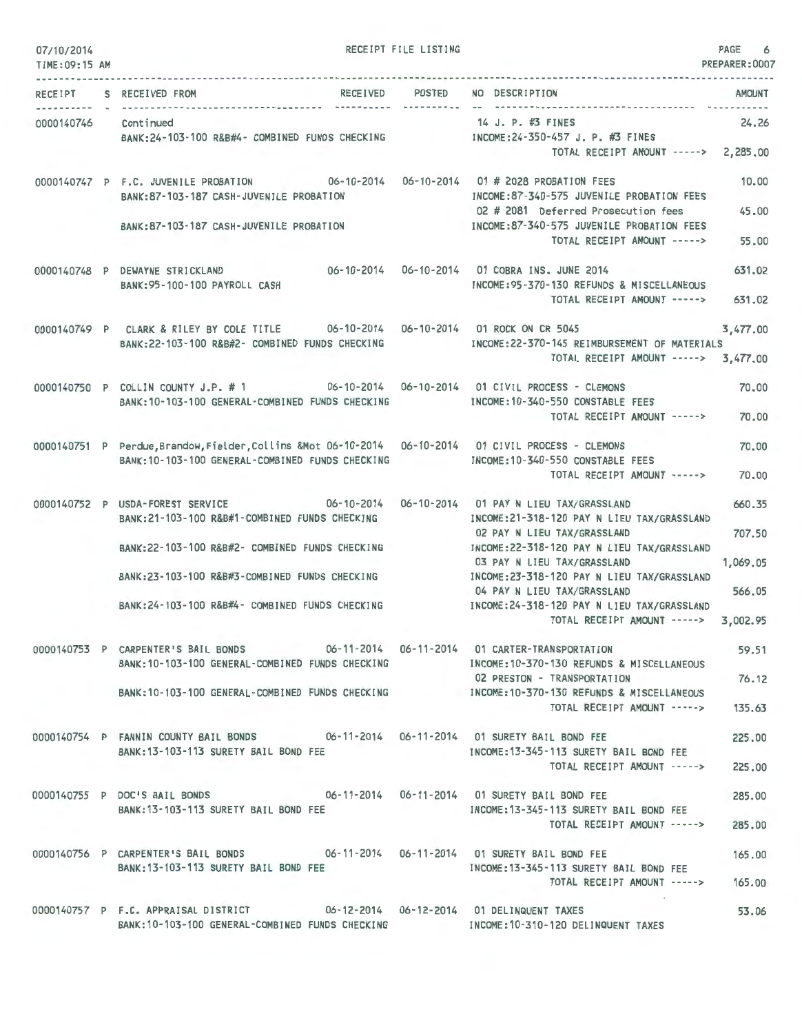RECEIPT FILE LISTING

| RECEIPT | S | RECEIVED FROM | RECEIVED | POSTED | NO | DESCRIPTION | AMOUNT |
|---|---|---|---|---|---|---|---|
| 0000140746 | | Continued | | | 14 | J. P. #3 FINES | 24.26 |
| | | BANK:24-103-100 R&B#4- COMBINED FUNDS CHECKING | | | | INCOME:24-350-457 J. P. #3 FINES | |
| | | | | | | TOTAL RECEIPT AMOUNT -----> | 2,285.00 |
| 0000140747 | P | F.C. JUVENILE PROBATION | 06-10-2014 | 06-10-2014 | 01 | # 2028 PROBATION FEES | 10.00 |
| | | BANK:87-103-187 CASH-JUVENILE PROBATION | | | | INCOME:87-340-575 JUVENILE PROBATION FEES | |
| | | | | | 02 | # 2081 Deferred Prosecution fees | 45.00 |
| | | BANK:87-103-187 CASH-JUVENILE PROBATION | | | | INCOME:87-340-575 JUVENILE PROBATION FEES | |
| | | | | | | TOTAL RECEIPT AMOUNT -----> | 55.00 |
| 0000140748 | P | DEWAYNE STRICKLAND | 06-10-2014 | 06-10-2014 | 01 | COBRA INS. JUNE 2014 | 631.02 |
| | | BANK:95-100-100 PAYROLL CASH | | | | INCOME:95-370-130 REFUNDS & MISCELLANEOUS | |
| | | | | | | TOTAL RECEIPT AMOUNT -----> | 631.02 |
| 0000140749 | P | CLARK & RILEY BY COLE TITLE | 06-10-2014 | 06-10-2014 | 01 | ROCK ON CR 5045 | 3,477.00 |
| | | BANK:22-103-100 R&B#2- COMBINED FUNDS CHECKING | | | | INCOME:22-370-145 REIMBURSEMENT OF MATERIALS | |
| | | | | | | TOTAL RECEIPT AMOUNT -----> | 3,477.00 |
| 0000140750 | P | COLLIN COUNTY J.P. # 1 | 06-10-2014 | 06-10-2014 | 01 | CIVIL PROCESS - CLEMONS | 70.00 |
| | | BANK:10-103-100 GENERAL-COMBINED FUNDS CHECKING | | | | INCOME:10-340-550 CONSTABLE FEES | |
| | | | | | | TOTAL RECEIPT AMOUNT -----> | 70.00 |
| 0000140751 | P | Perdue,Brandow,Fielder,Collins &Mot | 06-10-2014 | 06-10-2014 | 01 | CIVIL PROCESS - CLEMONS | 70.00 |
| | | BANK:10-103-100 GENERAL-COMBINED FUNDS CHECKING | | | | INCOME:10-340-550 CONSTABLE FEES | |
| | | | | | | TOTAL RECEIPT AMOUNT -----> | 70.00 |
| 0000140752 | P | USDA-FOREST SERVICE | 06-10-2014 | 06-10-2014 | 01 | PAY N LIEU TAX/GRASSLAND | 660.35 |
| | | BANK:21-103-100 R&B#1-COMBINED FUNDS CHECKING | | | | INCOME:21-318-120 PAY N LIEU TAX/GRASSLAND | |
| | | | | | 02 | PAY N LIEU TAX/GRASSLAND | 707.50 |
| | | BANK:22-103-100 R&B#2- COMBINED FUNDS CHECKING | | | | INCOME:22-318-120 PAY N LIEU TAX/GRASSLAND | |
| | | | | | 03 | PAY N LIEU TAX/GRASSLAND | 1,069.05 |
| | | BANK:23-103-100 R&B#3-COMBINED FUNDS CHECKING | | | | INCOME:23-318-120 PAY N LIEU TAX/GRASSLAND | |
| | | | | | 04 | PAY N LIEU TAX/GRASSLAND | 566.05 |
| | | BANK:24-103-100 R&B#4- COMBINED FUNDS CHECKING | | | | INCOME:24-318-120 PAY N LIEU TAX/GRASSLAND | |
| | | | | | | TOTAL RECEIPT AMOUNT -----> | 3,002.95 |
| 0000140753 | P | CARPENTER'S BAIL BONDS | 06-11-2014 | 06-11-2014 | 01 | CARTER-TRANSPORTATION | 59.51 |
| | | BANK:10-103-100 GENERAL-COMBINED FUNDS CHECKING | | | | INCOME:10-370-130 REFUNDS & MISCELLANEOUS | |
| | | | | | 02 | PRESTON - TRANSPORTATION | 76.12 |
| | | BANK:10-103-100 GENERAL-COMBINED FUNDS CHECKING | | | | INCOME:10-370-130 REFUNDS & MISCELLANEOUS | |
| | | | | | | TOTAL RECEIPT AMOUNT -----> | 135.63 |
| 0000140754 | P | FANNIN COUNTY BAIL BONDS | 06-11-2014 | 06-11-2014 | 01 | SURETY BAIL BOND FEE | 225.00 |
| | | BANK:13-103-113 SURETY BAIL BOND FEE | | | | INCOME:13-345-113 SURETY BAIL BOND FEE | |
| | | | | | | TOTAL RECEIPT AMOUNT -----> | 225.00 |
| 0000140755 | P | DOC'S BAIL BONDS | 06-11-2014 | 06-11-2014 | 01 | SURETY BAIL BOND FEE | 285.00 |
| | | BANK:13-103-113 SURETY BAIL BOND FEE | | | | INCOME:13-345-113 SURETY BAIL BOND FEE | |
| | | | | | | TOTAL RECEIPT AMOUNT -----> | 285.00 |
| 0000140756 | P | CARPENTER'S BAIL BONDS | 06-11-2014 | 06-11-2014 | 01 | SURETY BAIL BOND FEE | 165.00 |
| | | BANK:13-103-113 SURETY BAIL BOND FEE | | | | INCOME:13-345-113 SURETY BAIL BOND FEE | |
| | | | | | | TOTAL RECEIPT AMOUNT -----> | 165.00 |
| 0000140757 | P | F.C. APPRAISAL DISTRICT | 06-12-2014 | 06-12-2014 | 01 | DELINQUENT TAXES | 53.06 |
| | | BANK:10-103-100 GENERAL-COMBINED FUNDS CHECKING | | | | INCOME:10-310-120 DELINQUENT TAXES | |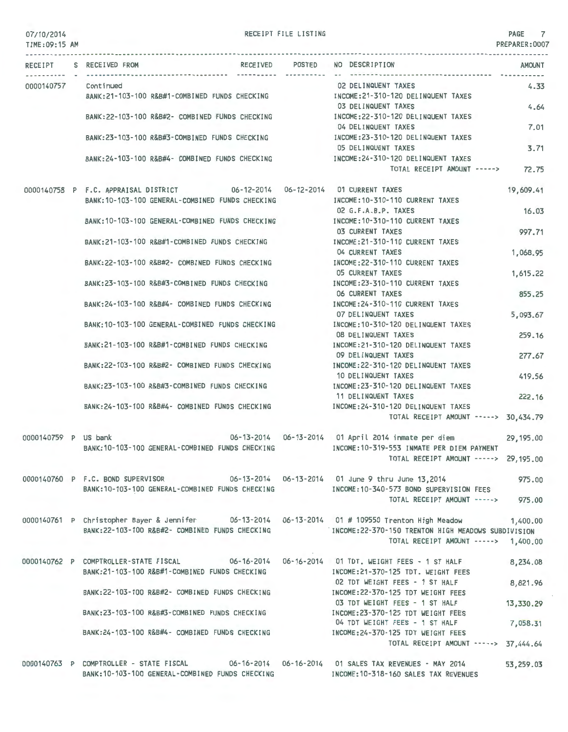07/10/2014 RECEIPT FILE LISTING PAGE 7
TIME:09:15 AM PREPARER:0007

| RECEIPT | S | RECEIVED FROM | RECEIVED | POSTED | NO | DESCRIPTION | AMOUNT |
|---|---|---|---|---|---|---|---|
| 0000140757 | | Continued | | | 02 | DELINQUENT TAXES | 4.33 |
| | | BANK:21-103-100 R&B#1-COMBINED FUNDS CHECKING | | | | INCOME:21-310-120 DELINQUENT TAXES | |
| | | | | | 03 | DELINQUENT TAXES | 4.64 |
| | | BANK:22-103-100 R&B#2- COMBINED FUNDS CHECKING | | | | INCOME:22-310-120 DELINQUENT TAXES | |
| | | | | | 04 | DELINQUENT TAXES | 7.01 |
| | | BANK:23-103-100 R&B#3-COMBINED FUNDS CHECKING | | | | INCOME:23-310-120 DELINQUENT TAXES | |
| | | | | | 05 | DELINQUENT TAXES | 3.71 |
| | | BANK:24-103-100 R&B#4- COMBINED FUNDS CHECKING | | | | INCOME:24-310-120 DELINQUENT TAXES | |
| | | | | | | TOTAL RECEIPT AMOUNT -----> | 72.75 |
| 0000140758 | P | F.C. APPRAISAL DISTRICT | 06-12-2014 | 06-12-2014 | 01 | CURRENT TAXES | 19,609.41 |
| | | BANK:10-103-100 GENERAL-COMBINED FUNDS CHECKING | | | | INCOME:10-310-110 CURRENT TAXES | |
| | | | | | 02 | G.F.A.B.P. TAXES | 16.03 |
| | | BANK:10-103-100 GENERAL-COMBINED FUNDS CHECKING | | | | INCOME:10-310-110 CURRENT TAXES | |
| | | | | | 03 | CURRENT TAXES | 997.71 |
| | | BANK:21-103-100 R&B#1-COMBINED FUNDS CHECKING | | | | INCOME:21-310-110 CURRENT TAXES | |
| | | | | | 04 | CURRENT TAXES | 1,068.95 |
| | | BANK:22-103-100 R&B#2- COMBINED FUNDS CHECKING | | | | INCOME:22-310-110 CURRENT TAXES | |
| | | | | | 05 | CURRENT TAXES | 1,615.22 |
| | | BANK:23-103-100 R&B#3-COMBINED FUNDS CHECKING | | | | INCOME:23-310-110 CURRENT TAXES | |
| | | | | | 06 | CURRENT TAXES | 855.25 |
| | | BANK:24-103-100 R&B#4- COMBINED FUNDS CHECKING | | | | INCOME:24-310-110 CURRENT TAXES | |
| | | | | | 07 | DELINQUENT TAXES | 5,093.67 |
| | | BANK:10-103-100 GENERAL-COMBINED FUNDS CHECKING | | | | INCOME:10-310-120 DELINQUENT TAXES | |
| | | | | | 08 | DELINQUENT TAXES | 259.16 |
| | | BANK:21-103-100 R&B#1-COMBINED FUNDS CHECKING | | | | INCOME:21-310-120 DELINQUENT TAXES | |
| | | | | | 09 | DELINQUENT TAXES | 277.67 |
| | | BANK:22-103-100 R&B#2- COMBINED FUNDS CHECKING | | | | INCOME:22-310-120 DELINQUENT TAXES | |
| | | | | | 10 | DELINQUENT TAXES | 419.56 |
| | | BANK:23-103-100 R&B#3-COMBINED FUNDS CHECKING | | | | INCOME:23-310-120 DELINQUENT TAXES | |
| | | | | | 11 | DELINQUENT TAXES | 222.16 |
| | | BANK:24-103-100 R&B#4- COMBINED FUNDS CHECKING | | | | INCOME:24-310-120 DELINQUENT TAXES | |
| | | | | | | TOTAL RECEIPT AMOUNT -----> | 30,434.79 |
| 0000140759 | P | US bank | 06-13-2014 | 06-13-2014 | 01 | April 2014 inmate per diem | 29,195.00 |
| | | BANK:10-103-100 GENERAL-COMBINED FUNDS CHECKING | | | | INCOME:10-319-553 INMATE PER DIEM PAYMENT | |
| | | | | | | TOTAL RECEIPT AMOUNT -----> | 29,195.00 |
| 0000140760 | P | F.C. BOND SUPERVISOR | 06-13-2014 | 06-13-2014 | 01 | June 9 thru June 13,2014 | 975.00 |
| | | BANK:10-103-100 GENERAL-COMBINED FUNDS CHECKING | | | | INCOME:10-340-573 BOND SUPERVISION FEES | |
| | | | | | | TOTAL RECEIPT AMOUNT -----> | 975.00 |
| 0000140761 | P | Christopher Bayer & Jennifer | 06-13-2014 | 06-13-2014 | 01 | # 109550 Trenton High Meadow | 1,400.00 |
| | | BANK:22-103-100 R&B#2- COMBINED FUNDS CHECKING | | | | INCOME:22-370-150 TRENTON HIGH MEADOWS SUBDIVISION | |
| | | | | | | TOTAL RECEIPT AMOUNT -----> | 1,400.00 |
| 0000140762 | P | COMPTROLLER-STATE FISCAL | 06-16-2014 | 06-16-2014 | 01 | TDT. WEIGHT FEES - 1 ST HALF | 8,234.08 |
| | | BANK:21-103-100 R&B#1-COMBINED FUNDS CHECKING | | | | INCOME:21-370-125 TDT. WEIGHT FEES | |
| | | | | | 02 | TDT WEIGHT FEES - 1 ST HALF | 8,821.96 |
| | | BANK:22-103-100 R&B#2- COMBINED FUNDS CHECKING | | | | INCOME:22-370-125 TDT WEIGHT FEES | |
| | | | | | 03 | TDT WEIGHT FEES - 1 ST HALF | 13,330.29 |
| | | BANK:23-103-100 R&B#3-COMBINED FUNDS CHECKING | | | | INCOME:23-370-125 TDT WEIGHT FEES | |
| | | | | | 04 | TDT WEIGHT FEES - 1 ST HALF | 7,058.31 |
| | | BANK:24-103-100 R&B#4- COMBINED FUNDS CHECKING | | | | INCOME:24-370-125 TDT WEIGHT FEES | |
| | | | | | | TOTAL RECEIPT AMOUNT -----> | 37,444.64 |
| 0000140763 | P | COMPTROLLER - STATE FISCAL | 06-16-2014 | 06-16-2014 | 01 | SALES TAX REVENUES - MAY 2014 | 53,259.03 |
| | | BANK:10-103-100 GENERAL-COMBINED FUNDS CHECKING | | | | INCOME:10-318-160 SALES TAX REVENUES | |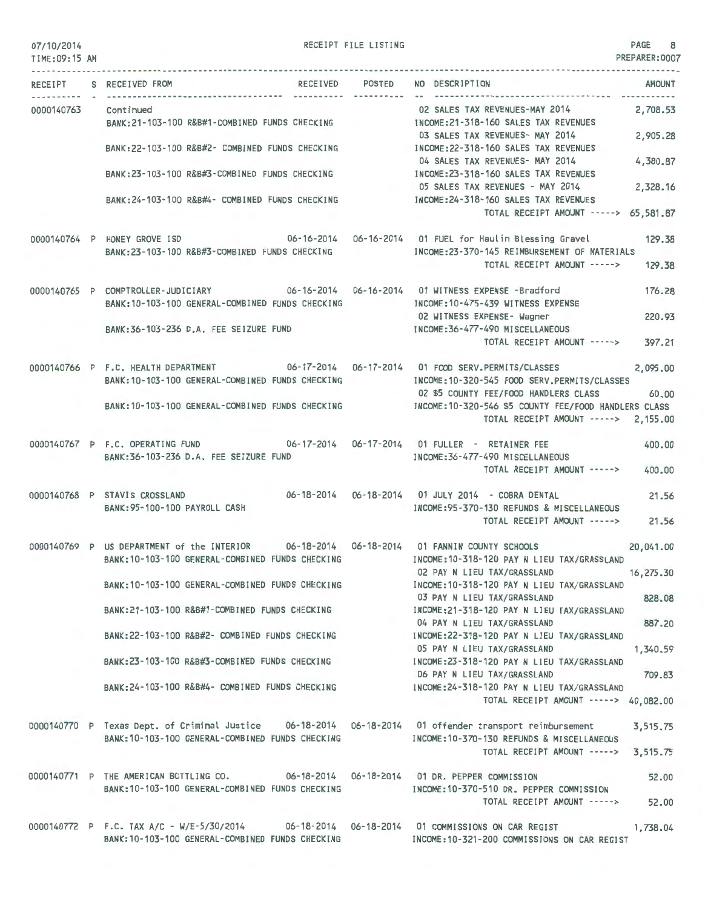07/10/2014 RECEIPT FILE LISTING PAGE 8
TIME:09:15 AM PREPARER:0007

| RECEIPT | S | RECEIVED FROM | RECEIVED | POSTED | NO | DESCRIPTION | AMOUNT |
|---|---|---|---|---|---|---|---|
| 0000140763 | | Continued | | | 02 | SALES TAX REVENUES-MAY 2014 | 2,708.53 |
| | | BANK:21-103-100 R&B#1-COMBINED FUNDS CHECKING | | | | INCOME:21-318-160 SALES TAX REVENUES | |
| | | | | | 03 | SALES TAX REVENUES- MAY 2014 | 2,905.28 |
| | | BANK:22-103-100 R&B#2- COMBINED FUNDS CHECKING | | | | INCOME:22-318-160 SALES TAX REVENUES | |
| | | | | | 04 | SALES TAX REVENUES- MAY 2014 | 4,380.87 |
| | | BANK:23-103-100 R&B#3-COMBINED FUNDS CHECKING | | | | INCOME:23-318-160 SALES TAX REVENUES | |
| | | | | | 05 | SALES TAX REVENUES - MAY 2014 | 2,328.16 |
| | | BANK:24-103-100 R&B#4- COMBINED FUNDS CHECKING | | | | INCOME:24-318-160 SALES TAX REVENUES | |
| | | | | | | TOTAL RECEIPT AMOUNT -----> | 65,581.87 |
| 0000140764 | P | HONEY GROVE ISD | 06-16-2014 | 06-16-2014 | 01 | FUEL for Haulin Blessing Gravel | 129.38 |
| | | BANK:23-103-100 R&B#3-COMBINED FUNDS CHECKING | | | | INCOME:23-370-145 REIMBURSEMENT OF MATERIALS | |
| | | | | | | TOTAL RECEIPT AMOUNT -----> | 129.38 |
| 0000140765 | P | COMPTROLLER-JUDICIARY | 06-16-2014 | 06-16-2014 | 01 | WITNESS EXPENSE -Bradford | 176.28 |
| | | BANK:10-103-100 GENERAL-COMBINED FUNDS CHECKING | | | | INCOME:10-475-439 WITNESS EXPENSE | |
| | | | | | 02 | WITNESS EXPENSE- Wagner | 220.93 |
| | | BANK:36-103-236 D.A. FEE SEIZURE FUND | | | | INCOME:36-477-490 MISCELLANEOUS | |
| | | | | | | TOTAL RECEIPT AMOUNT -----> | 397.21 |
| 0000140766 | P | F.C. HEALTH DEPARTMENT | 06-17-2014 | 06-17-2014 | 01 | FOOD SERV.PERMITS/CLASSES | 2,095.00 |
| | | BANK:10-103-100 GENERAL-COMBINED FUNDS CHECKING | | | | INCOME:10-320-545 FOOD SERV.PERMITS/CLASSES | |
| | | | | | 02 | $5 COUNTY FEE/FOOD HANDLERS CLASS | 60.00 |
| | | BANK:10-103-100 GENERAL-COMBINED FUNDS CHECKING | | | | INCOME:10-320-546 $5 COUNTY FEE/FOOD HANDLERS CLASS | |
| | | | | | | TOTAL RECEIPT AMOUNT -----> | 2,155.00 |
| 0000140767 | P | F.C. OPERATING FUND | 06-17-2014 | 06-17-2014 | 01 | FULLER - RETAINER FEE | 400.00 |
| | | BANK:36-103-236 D.A. FEE SEIZURE FUND | | | | INCOME:36-477-490 MISCELLANEOUS | |
| | | | | | | TOTAL RECEIPT AMOUNT -----> | 400.00 |
| 0000140768 | P | STAVIS CROSSLAND | 06-18-2014 | 06-18-2014 | 01 | JULY 2014 - COBRA DENTAL | 21.56 |
| | | BANK:95-100-100 PAYROLL CASH | | | | INCOME:95-370-130 REFUNDS & MISCELLANEOUS | |
| | | | | | | TOTAL RECEIPT AMOUNT -----> | 21.56 |
| 0000140769 | P | US DEPARTMENT of the INTERIOR | 06-18-2014 | 06-18-2014 | 01 | FANNIN COUNTY SCHOOLS | 20,041.00 |
| | | BANK:10-103-100 GENERAL-COMBINED FUNDS CHECKING | | | | INCOME:10-318-120 PAY N LIEU TAX/GRASSLAND | |
| | | | | | 02 | PAY N LIEU TAX/GRASSLAND | 16,275.30 |
| | | BANK:10-103-100 GENERAL-COMBINED FUNDS CHECKING | | | | INCOME:10-318-120 PAY N LIEU TAX/GRASSLAND | |
| | | | | | 03 | PAY N LIEU TAX/GRASSLAND | 828.08 |
| | | BANK:21-103-100 R&B#1-COMBINED FUNDS CHECKING | | | | INCOME:21-318-120 PAY N LIEU TAX/GRASSLAND | |
| | | | | | 04 | PAY N LIEU TAX/GRASSLAND | 887.20 |
| | | BANK:22-103-100 R&B#2- COMBINED FUNDS CHECKING | | | | INCOME:22-318-120 PAY N LIEU TAX/GRASSLAND | |
| | | | | | 05 | PAY N LIEU TAX/GRASSLAND | 1,340.59 |
| | | BANK:23-103-100 R&B#3-COMBINED FUNDS CHECKING | | | | INCOME:23-318-120 PAY N LIEU TAX/GRASSLAND | |
| | | | | | 06 | PAY N LIEU TAX/GRASSLAND | 709.83 |
| | | BANK:24-103-100 R&B#4- COMBINED FUNDS CHECKING | | | | INCOME:24-318-120 PAY N LIEU TAX/GRASSLAND | |
| | | | | | | TOTAL RECEIPT AMOUNT -----> | 40,082.00 |
| 0000140770 | P | Texas Dept. of Criminal Justice | 06-18-2014 | 06-18-2014 | 01 | offender transport reimbursement | 3,515.75 |
| | | BANK:10-103-100 GENERAL-COMBINED FUNDS CHECKING | | | | INCOME:10-370-130 REFUNDS & MISCELLANEOUS | |
| | | | | | | TOTAL RECEIPT AMOUNT -----> | 3,515.75 |
| 0000140771 | P | THE AMERICAN BOTTLING CO. | 06-18-2014 | 06-18-2014 | 01 | DR. PEPPER COMMISSION | 52.00 |
| | | BANK:10-103-100 GENERAL-COMBINED FUNDS CHECKING | | | | INCOME:10-370-510 DR. PEPPER COMMISSION | |
| | | | | | | TOTAL RECEIPT AMOUNT -----> | 52.00 |
| 0000140772 | P | F.C. TAX A/C - W/E-5/30/2014 | 06-18-2014 | 06-18-2014 | 01 | COMMISSIONS ON CAR REGIST | 1,738.04 |
| | | BANK:10-103-100 GENERAL-COMBINED FUNDS CHECKING | | | | INCOME:10-321-200 COMMISSIONS ON CAR REGIST | |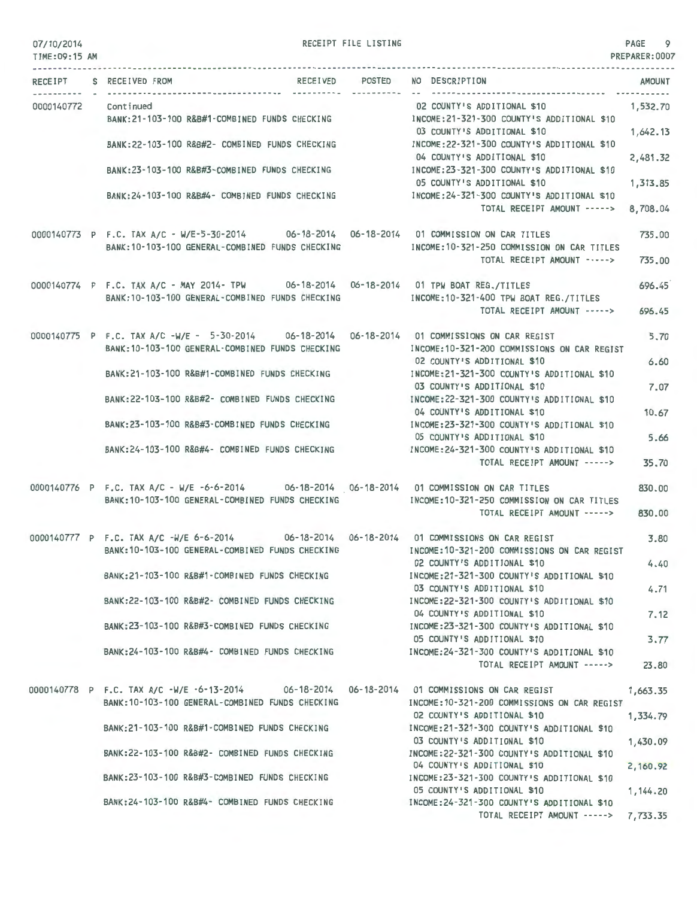RECEIPT FILE LISTING

07/10/2014
TIME:09:15 AM

PREPARER:0007

| RECEIPT | S | RECEIVED FROM | RECEIVED | POSTED | NO | DESCRIPTION | AMOUNT |
|---|---|---|---|---|---|---|---|
| 0000140772 | | Continued | | | 02 | COUNTY'S ADDITIONAL $10 | 1,532.70 |
| | | BANK:21-103-100 R&B#1-COMBINED FUNDS CHECKING | | | | INCOME:21-321-300 COUNTY'S ADDITIONAL $10 | |
| | | | | | 03 | COUNTY'S ADDITIONAL $10 | 1,642.13 |
| | | BANK:22-103-100 R&B#2- COMBINED FUNDS CHECKING | | | | INCOME:22-321-300 COUNTY'S ADDITIONAL $10 | |
| | | | | | 04 | COUNTY'S ADDITIONAL $10 | 2,481.32 |
| | | BANK:23-103-100 R&B#3-COMBINED FUNDS CHECKING | | | | INCOME:23-321-300 COUNTY'S ADDITIONAL $10 | |
| | | | | | 05 | COUNTY'S ADDITIONAL $10 | 1,313.85 |
| | | BANK:24-103-100 R&B#4- COMBINED FUNDS CHECKING | | | | INCOME:24-321-300 COUNTY'S ADDITIONAL $10 | |
| | | | | | | TOTAL RECEIPT AMOUNT -----> | 8,708.04 |
| 0000140773 | P | F.C. TAX A/C - W/E-5-30-2014 | 06-18-2014 | 06-18-2014 | 01 | COMMISSION ON CAR TITLES | 735.00 |
| | | BANK:10-103-100 GENERAL-COMBINED FUNDS CHECKING | | | | INCOME:10-321-250 COMMISSION ON CAR TITLES | |
| | | | | | | TOTAL RECEIPT AMOUNT -----> | 735.00 |
| 0000140774 | P | F.C. TAX A/C - MAY 2014- TPW | 06-18-2014 | 06-18-2014 | 01 | TPW BOAT REG./TITLES | 696.45 |
| | | BANK:10-103-100 GENERAL-COMBINED FUNDS CHECKING | | | | INCOME:10-321-400 TPW BOAT REG./TITLES | |
| | | | | | | TOTAL RECEIPT AMOUNT -----> | 696.45 |
| 0000140775 | P | F.C. TAX A/C -W/E - 5-30-2014 | 06-18-2014 | 06-18-2014 | 01 | COMMISSIONS ON CAR REGIST | 5.70 |
| | | BANK:10-103-100 GENERAL-COMBINED FUNDS CHECKING | | | | INCOME:10-321-200 COMMISSIONS ON CAR REGIST | |
| | | | | | 02 | COUNTY'S ADDITIONAL $10 | 6.60 |
| | | BANK:21-103-100 R&B#1-COMBINED FUNDS CHECKING | | | | INCOME:21-321-300 COUNTY'S ADDITIONAL $10 | |
| | | | | | 03 | COUNTY'S ADDITIONAL $10 | 7.07 |
| | | BANK:22-103-100 R&B#2- COMBINED FUNDS CHECKING | | | | INCOME:22-321-300 COUNTY'S ADDITIONAL $10 | |
| | | | | | 04 | COUNTY'S ADDITIONAL $10 | 10.67 |
| | | BANK:23-103-100 R&B#3-COMBINED FUNDS CHECKING | | | | INCOME:23-321-300 COUNTY'S ADDITIONAL $10 | |
| | | | | | 05 | COUNTY'S ADDITIONAL $10 | 5.66 |
| | | BANK:24-103-100 R&B#4- COMBINED FUNDS CHECKING | | | | INCOME:24-321-300 COUNTY'S ADDITIONAL $10 | |
| | | | | | | TOTAL RECEIPT AMOUNT -----> | 35.70 |
| 0000140776 | P | F.C. TAX A/C - W/E -6-6-2014 | 06-18-2014 | 06-18-2014 | 01 | COMMISSION ON CAR TITLES | 830.00 |
| | | BANK:10-103-100 GENERAL-COMBINED FUNDS CHECKING | | | | INCOME:10-321-250 COMMISSION ON CAR TITLES | |
| | | | | | | TOTAL RECEIPT AMOUNT -----> | 830.00 |
| 0000140777 | P | F.C. TAX A/C -W/E 6-6-2014 | 06-18-2014 | 06-18-2014 | 01 | COMMISSIONS ON CAR REGIST | 3.80 |
| | | BANK:10-103-100 GENERAL-COMBINED FUNDS CHECKING | | | | INCOME:10-321-200 COMMISSIONS ON CAR REGIST | |
| | | | | | 02 | COUNTY'S ADDITIONAL $10 | 4.40 |
| | | BANK:21-103-100 R&B#1-COMBINED FUNDS CHECKING | | | | INCOME:21-321-300 COUNTY'S ADDITIONAL $10 | |
| | | | | | 03 | COUNTY'S ADDITIONAL $10 | 4.71 |
| | | BANK:22-103-100 R&B#2- COMBINED FUNDS CHECKING | | | | INCOME:22-321-300 COUNTY'S ADDITIONAL $10 | |
| | | | | | 04 | COUNTY'S ADDITIONAL $10 | 7.12 |
| | | BANK:23-103-100 R&B#3-COMBINED FUNDS CHECKING | | | | INCOME:23-321-300 COUNTY'S ADDITIONAL $10 | |
| | | | | | 05 | COUNTY'S ADDITIONAL $10 | 3.77 |
| | | BANK:24-103-100 R&B#4- COMBINED FUNDS CHECKING | | | | INCOME:24-321-300 COUNTY'S ADDITIONAL $10 | |
| | | | | | | TOTAL RECEIPT AMOUNT -----> | 23.80 |
| 0000140778 | P | F.C. TAX A/C -W/E -6-13-2014 | 06-18-2014 | 06-18-2014 | 01 | COMMISSIONS ON CAR REGIST | 1,663.35 |
| | | BANK:10-103-100 GENERAL-COMBINED FUNDS CHECKING | | | | INCOME:10-321-200 COMMISSIONS ON CAR REGIST | |
| | | | | | 02 | COUNTY'S ADDITIONAL $10 | 1,334.79 |
| | | BANK:21-103-100 R&B#1-COMBINED FUNDS CHECKING | | | | INCOME:21-321-300 COUNTY'S ADDITIONAL $10 | |
| | | | | | 03 | COUNTY'S ADDITIONAL $10 | 1,430.09 |
| | | BANK:22-103-100 R&B#2- COMBINED FUNDS CHECKING | | | | INCOME:22-321-300 COUNTY'S ADDITIONAL $10 | |
| | | | | | 04 | COUNTY'S ADDITIONAL $10 | 2,160.92 |
| | | BANK:23-103-100 R&B#3-COMBINED FUNDS CHECKING | | | | INCOME:23-321-300 COUNTY'S ADDITIONAL $10 | |
| | | | | | 05 | COUNTY'S ADDITIONAL $10 | 1,144.20 |
| | | BANK:24-103-100 R&B#4- COMBINED FUNDS CHECKING | | | | INCOME:24-321-300 COUNTY'S ADDITIONAL $10 | |
| | | | | | | TOTAL RECEIPT AMOUNT -----> | 7,733.35 |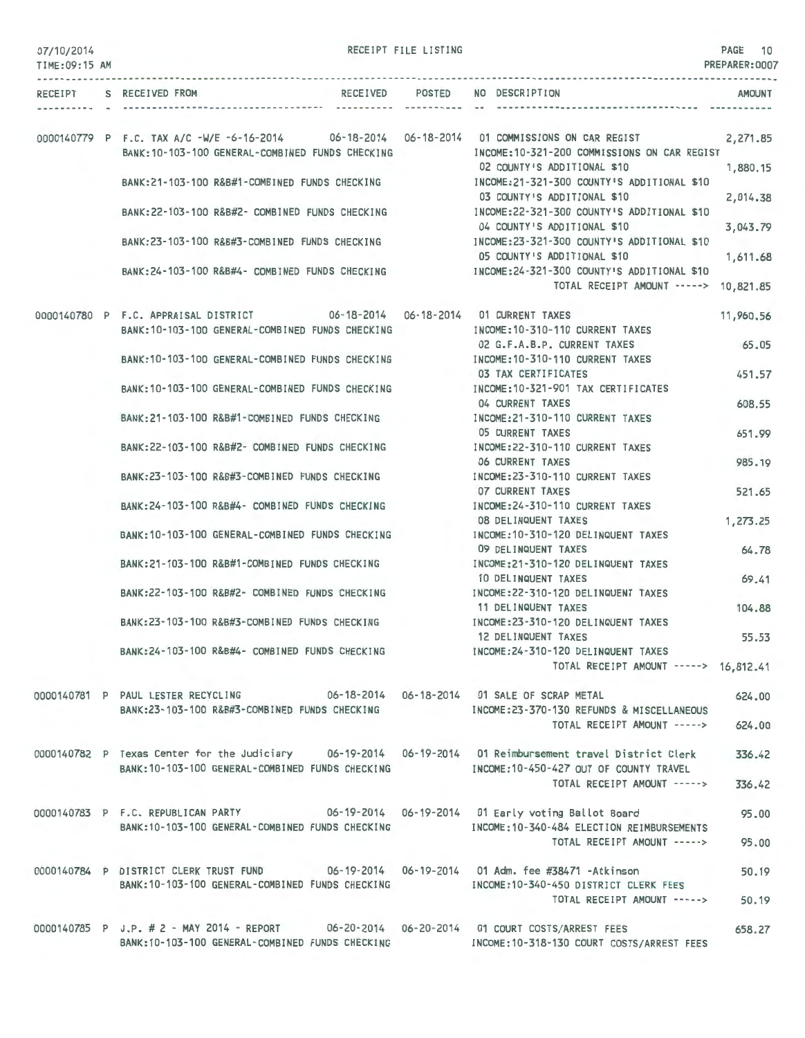RECEIPT FILE LISTING

| RECEIPT | S | RECEIVED FROM | RECEIVED | POSTED | NO | DESCRIPTION | AMOUNT |
|---|---|---|---|---|---|---|---|
| 0000140779 | P | F.C. TAX A/C -W/E -6-16-2014 | 06-18-2014 | 06-18-2014 | 01 | COMMISSIONS ON CAR REGIST | 2,271.85 |
| | | BANK:10-103-100 GENERAL-COMBINED FUNDS CHECKING | | | | INCOME:10-321-200 COMMISSIONS ON CAR REGIST | |
| | | | | | 02 | COUNTY'S ADDITIONAL $10 | 1,880.15 |
| | | BANK:21-103-100 R&B#1-COMBINED FUNDS CHECKING | | | | INCOME:21-321-300 COUNTY'S ADDITIONAL $10 | |
| | | | | | 03 | COUNTY'S ADDITIONAL $10 | 2,014.38 |
| | | BANK:22-103-100 R&B#2- COMBINED FUNDS CHECKING | | | | INCOME:22-321-300 COUNTY'S ADDITIONAL $10 | |
| | | | | | 04 | COUNTY'S ADDITIONAL $10 | 3,043.79 |
| | | BANK:23-103-100 R&B#3-COMBINED FUNDS CHECKING | | | | INCOME:23-321-300 COUNTY'S ADDITIONAL $10 | |
| | | | | | 05 | COUNTY'S ADDITIONAL $10 | 1,611.68 |
| | | BANK:24-103-100 R&B#4- COMBINED FUNDS CHECKING | | | | INCOME:24-321-300 COUNTY'S ADDITIONAL $10 | |
| | | | | | | TOTAL RECEIPT AMOUNT -----> | 10,821.85 |
| 0000140780 | P | F.C. APPRAISAL DISTRICT | 06-18-2014 | 06-18-2014 | 01 | CURRENT TAXES | 11,960.56 |
| | | BANK:10-103-100 GENERAL-COMBINED FUNDS CHECKING | | | | INCOME:10-310-110 CURRENT TAXES | |
| | | | | | 02 | G.F.A.B.P. CURRENT TAXES | 65.05 |
| | | BANK:10-103-100 GENERAL-COMBINED FUNDS CHECKING | | | | INCOME:10-310-110 CURRENT TAXES | |
| | | | | | 03 | TAX CERTIFICATES | 451.57 |
| | | BANK:10-103-100 GENERAL-COMBINED FUNDS CHECKING | | | | INCOME:10-321-901 TAX CERTIFICATES | |
| | | | | | 04 | CURRENT TAXES | 608.55 |
| | | BANK:21-103-100 R&B#1-COMBINED FUNDS CHECKING | | | | INCOME:21-310-110 CURRENT TAXES | |
| | | | | | 05 | CURRENT TAXES | 651.99 |
| | | BANK:22-103-100 R&B#2- COMBINED FUNDS CHECKING | | | | INCOME:22-310-110 CURRENT TAXES | |
| | | | | | 06 | CURRENT TAXES | 985.19 |
| | | BANK:23-103-100 R&B#3-COMBINED FUNDS CHECKING | | | | INCOME:23-310-110 CURRENT TAXES | |
| | | | | | 07 | CURRENT TAXES | 521.65 |
| | | BANK:24-103-100 R&B#4- COMBINED FUNDS CHECKING | | | | INCOME:24-310-110 CURRENT TAXES | |
| | | | | | 08 | DELINQUENT TAXES | 1,273.25 |
| | | BANK:10-103-100 GENERAL-COMBINED FUNDS CHECKING | | | | INCOME:10-310-120 DELINQUENT TAXES | |
| | | | | | 09 | DELINQUENT TAXES | 64.78 |
| | | BANK:21-103-100 R&B#1-COMBINED FUNDS CHECKING | | | | INCOME:21-310-120 DELINQUENT TAXES | |
| | | | | | 10 | DELINQUENT TAXES | 69.41 |
| | | BANK:22-103-100 R&B#2- COMBINED FUNDS CHECKING | | | | INCOME:22-310-120 DELINQUENT TAXES | |
| | | | | | 11 | DELINQUENT TAXES | 104.88 |
| | | BANK:23-103-100 R&B#3-COMBINED FUNDS CHECKING | | | | INCOME:23-310-120 DELINQUENT TAXES | |
| | | | | | 12 | DELINQUENT TAXES | 55.53 |
| | | BANK:24-103-100 R&B#4- COMBINED FUNDS CHECKING | | | | INCOME:24-310-120 DELINQUENT TAXES | |
| | | | | | | TOTAL RECEIPT AMOUNT -----> | 16,812.41 |
| 0000140781 | P | PAUL LESTER RECYCLING | 06-18-2014 | 06-18-2014 | 01 | SALE OF SCRAP METAL | 624.00 |
| | | BANK:23-103-100 R&B#3-COMBINED FUNDS CHECKING | | | | INCOME:23-370-130 REFUNDS & MISCELLANEOUS | |
| | | | | | | TOTAL RECEIPT AMOUNT -----> | 624.00 |
| 0000140782 | P | Texas Center for the Judiciary | 06-19-2014 | 06-19-2014 | 01 | Reimbursement travel District Clerk | 336.42 |
| | | BANK:10-103-100 GENERAL-COMBINED FUNDS CHECKING | | | | INCOME:10-450-427 OUT OF COUNTY TRAVEL | |
| | | | | | | TOTAL RECEIPT AMOUNT -----> | 336.42 |
| 0000140783 | P | F.C. REPUBLICAN PARTY | 06-19-2014 | 06-19-2014 | 01 | Early voting Ballot Board | 95.00 |
| | | BANK:10-103-100 GENERAL-COMBINED FUNDS CHECKING | | | | INCOME:10-340-484 ELECTION REIMBURSEMENTS | |
| | | | | | | TOTAL RECEIPT AMOUNT -----> | 95.00 |
| 0000140784 | P | DISTRICT CLERK TRUST FUND | 06-19-2014 | 06-19-2014 | 01 | Adm. fee #38471 -Atkinson | 50.19 |
| | | BANK:10-103-100 GENERAL-COMBINED FUNDS CHECKING | | | | INCOME:10-340-450 DISTRICT CLERK FEES | |
| | | | | | | TOTAL RECEIPT AMOUNT -----> | 50.19 |
| 0000140785 | P | J.P. # 2 - MAY 2014 - REPORT | 06-20-2014 | 06-20-2014 | 01 | COURT COSTS/ARREST FEES | 658.27 |
| | | BANK:10-103-100 GENERAL-COMBINED FUNDS CHECKING | | | | INCOME:10-318-130 COURT COSTS/ARREST FEES | |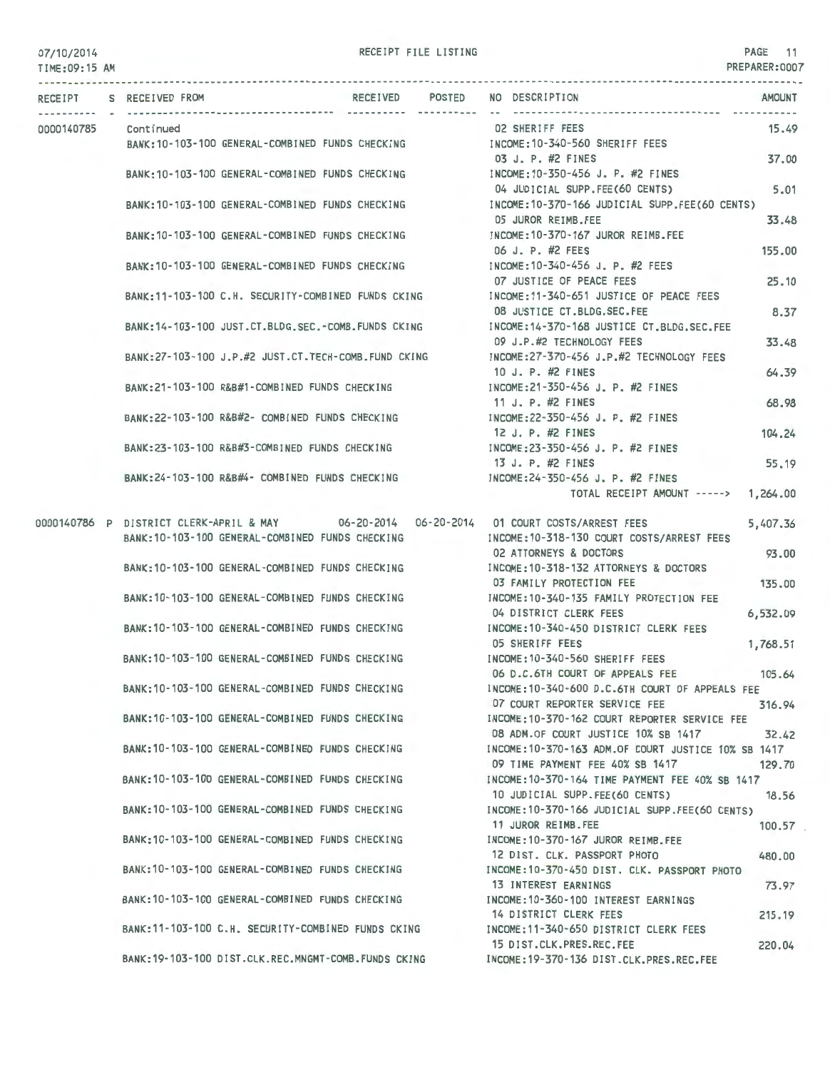RECEIPT FILE LISTING

| RECEIPT | S | RECEIVED FROM | RECEIVED | POSTED | NO | DESCRIPTION | AMOUNT |
|---|---|---|---|---|---|---|---|
| 0000140785 | | Continued | | | 02 | SHERIFF FEES | 15.49 |
| | | BANK:10-103-100 GENERAL-COMBINED FUNDS CHECKING | | | | INCOME:10-340-560 SHERIFF FEES | |
| | | | | | 03 | J. P. #2 FINES | 37.00 |
| | | BANK:10-103-100 GENERAL-COMBINED FUNDS CHECKING | | | | INCOME:10-350-456 J. P. #2 FINES | |
| | | | | | 04 | JUDICIAL SUPP.FEE(60 CENTS) | 5.01 |
| | | BANK:10-103-100 GENERAL-COMBINED FUNDS CHECKING | | | | INCOME:10-370-166 JUDICIAL SUPP.FEE(60 CENTS) | |
| | | | | | 05 | JUROR REIMB.FEE | 33.48 |
| | | BANK:10-103-100 GENERAL-COMBINED FUNDS CHECKING | | | | INCOME:10-370-167 JUROR REIMB.FEE | |
| | | | | | 06 | J. P. #2 FEES | 155.00 |
| | | BANK:10-103-100 GENERAL-COMBINED FUNDS CHECKING | | | | INCOME:10-340-456 J. P. #2 FEES | |
| | | | | | 07 | JUSTICE OF PEACE FEES | 25.10 |
| | | BANK:11-103-100 C.H. SECURITY-COMBINED FUNDS CKING | | | | INCOME:11-340-651 JUSTICE OF PEACE FEES | |
| | | | | | 08 | JUSTICE CT.BLDG.SEC.FEE | 8.37 |
| | | BANK:14-103-100 JUST.CT.BLDG.SEC.-COMB.FUNDS CKING | | | | INCOME:14-370-168 JUSTICE CT.BLDG.SEC.FEE | |
| | | | | | 09 | J.P.#2 TECHNOLOGY FEES | 33.48 |
| | | BANK:27-103-100 J.P.#2 JUST.CT.TECH-COMB.FUND CKING | | | | INCOME:27-370-456 J.P.#2 TECHNOLOGY FEES | |
| | | | | | 10 | J. P. #2 FINES | 64.39 |
| | | BANK:21-103-100 R&B#1-COMBINED FUNDS CHECKING | | | | INCOME:21-350-456 J. P. #2 FINES | |
| | | | | | 11 | J. P. #2 FINES | 68.98 |
| | | BANK:22-103-100 R&B#2- COMBINED FUNDS CHECKING | | | | INCOME:22-350-456 J. P. #2 FINES | |
| | | | | | 12 | J. P. #2 FINES | 104.24 |
| | | BANK:23-103-100 R&B#3-COMBINED FUNDS CHECKING | | | | INCOME:23-350-456 J. P. #2 FINES | |
| | | | | | 13 | J. P. #2 FINES | 55.19 |
| | | BANK:24-103-100 R&B#4- COMBINED FUNDS CHECKING | | | | INCOME:24-350-456 J. P. #2 FINES | |
| | | | | | | TOTAL RECEIPT AMOUNT -----> | 1,264.00 |
| 0000140786 | P | DISTRICT CLERK-APRIL & MAY | 06-20-2014 | 06-20-2014 | 01 | COURT COSTS/ARREST FEES | 5,407.36 |
| | | BANK:10-103-100 GENERAL-COMBINED FUNDS CHECKING | | | | INCOME:10-318-130 COURT COSTS/ARREST FEES | |
| | | | | | 02 | ATTORNEYS & DOCTORS | 93.00 |
| | | BANK:10-103-100 GENERAL-COMBINED FUNDS CHECKING | | | | INCOME:10-318-132 ATTORNEYS & DOCTORS | |
| | | | | | 03 | FAMILY PROTECTION FEE | 135.00 |
| | | BANK:10-103-100 GENERAL-COMBINED FUNDS CHECKING | | | | INCOME:10-340-135 FAMILY PROTECTION FEE | |
| | | | | | 04 | DISTRICT CLERK FEES | 6,532.09 |
| | | BANK:10-103-100 GENERAL-COMBINED FUNDS CHECKING | | | | INCOME:10-340-450 DISTRICT CLERK FEES | |
| | | | | | 05 | SHERIFF FEES | 1,768.51 |
| | | BANK:10-103-100 GENERAL-COMBINED FUNDS CHECKING | | | | INCOME:10-340-560 SHERIFF FEES | |
| | | | | | 06 | D.C.6TH COURT OF APPEALS FEE | 105.64 |
| | | BANK:10-103-100 GENERAL-COMBINED FUNDS CHECKING | | | | INCOME:10-340-600 D.C.6TH COURT OF APPEALS FEE | |
| | | | | | 07 | COURT REPORTER SERVICE FEE | 316.94 |
| | | BANK:10-103-100 GENERAL-COMBINED FUNDS CHECKING | | | | INCOME:10-370-162 COURT REPORTER SERVICE FEE | |
| | | | | | 08 | ADM.OF COURT JUSTICE 10% SB 1417 | 32.42 |
| | | BANK:10-103-100 GENERAL-COMBINED FUNDS CHECKING | | | | INCOME:10-370-163 ADM.OF COURT JUSTICE 10% SB 1417 | |
| | | | | | 09 | TIME PAYMENT FEE 40% SB 1417 | 129.70 |
| | | BANK:10-103-100 GENERAL-COMBINED FUNDS CHECKING | | | | INCOME:10-370-164 TIME PAYMENT FEE 40% SB 1417 | |
| | | | | | 10 | JUDICIAL SUPP.FEE(60 CENTS) | 18.56 |
| | | BANK:10-103-100 GENERAL-COMBINED FUNDS CHECKING | | | | INCOME:10-370-166 JUDICIAL SUPP.FEE(60 CENTS) | |
| | | | | | 11 | JUROR REIMB.FEE | 100.57 |
| | | BANK:10-103-100 GENERAL-COMBINED FUNDS CHECKING | | | | INCOME:10-370-167 JUROR REIMB.FEE | |
| | | | | | 12 | DIST. CLK. PASSPORT PHOTO | 480.00 |
| | | BANK:10-103-100 GENERAL-COMBINED FUNDS CHECKING | | | | INCOME:10-370-450 DIST. CLK. PASSPORT PHOTO | |
| | | | | | 13 | INTEREST EARNINGS | 73.97 |
| | | BANK:10-103-100 GENERAL-COMBINED FUNDS CHECKING | | | | INCOME:10-360-100 INTEREST EARNINGS | |
| | | | | | 14 | DISTRICT CLERK FEES | 215.19 |
| | | BANK:11-103-100 C.H. SECURITY-COMBINED FUNDS CKING | | | | INCOME:11-340-650 DISTRICT CLERK FEES | |
| | | | | | 15 | DIST.CLK.PRES.REC.FEE | 220.04 |
| | | BANK:19-103-100 DIST.CLK.REC.MNGMT-COMB.FUNDS CKING | | | | INCOME:19-370-136 DIST.CLK.PRES.REC.FEE | |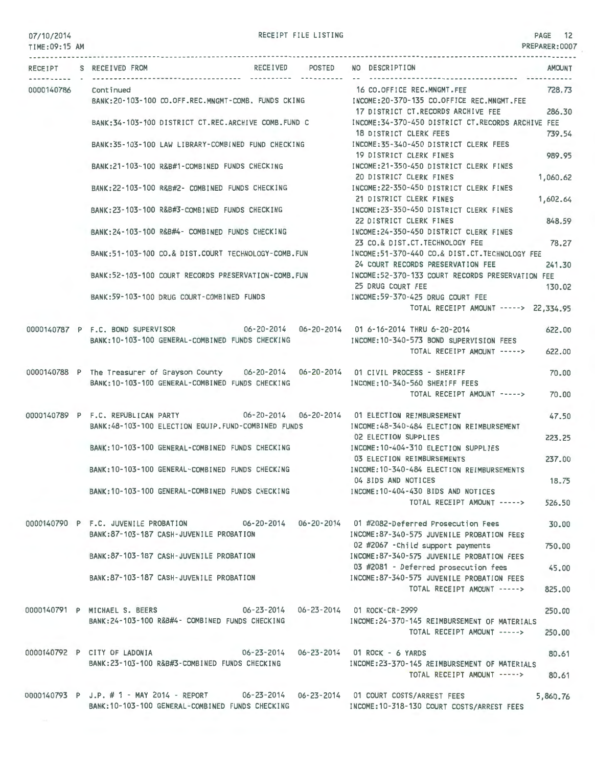RECEIPT FILE LISTING

| RECEIPT | S | RECEIVED FROM | RECEIVED | POSTED | NO | DESCRIPTION | AMOUNT |
|---|---|---|---|---|---|---|---|
| 0000140786 | | Continued | | | 16 | CO.OFFICE REC.MNGMT.FEE | 728.73 |
| | | BANK:20-103-100 CO.OFF.REC.MNGMT-COMB. FUNDS CKING | | | | INCOME:20-370-135 CO.OFFICE REC.MNGMT.FEE | |
| | | | | | 17 | DISTRICT CT.RECORDS ARCHIVE FEE | 286.30 |
| | | BANK:34-103-100 DISTRICT CT.REC.ARCHIVE COMB.FUND C | | | | INCOME:34-370-450 DISTRICT CT.RECORDS ARCHIVE FEE | |
| | | | | | 18 | DISTRICT CLERK FEES | 739.54 |
| | | BANK:35-103-100 LAW LIBRARY-COMBINED FUND CHECKING | | | | INCOME:35-340-450 DISTRICT CLERK FEES | |
| | | | | | 19 | DISTRICT CLERK FINES | 989.95 |
| | | BANK:21-103-100 R&B#1-COMBINED FUNDS CHECKING | | | | INCOME:21-350-450 DISTRICT CLERK FINES | |
| | | | | | 20 | DISTRICT CLERK FINES | 1,060.62 |
| | | BANK:22-103-100 R&B#2- COMBINED FUNDS CHECKING | | | | INCOME:22-350-450 DISTRICT CLERK FINES | |
| | | | | | 21 | DISTRICT CLERK FINES | 1,602.64 |
| | | BANK:23-103-100 R&B#3-COMBINED FUNDS CHECKING | | | | INCOME:23-350-450 DISTRICT CLERK FINES | |
| | | | | | 22 | DISTRICT CLERK FINES | 848.59 |
| | | BANK:24-103-100 R&B#4- COMBINED FUNDS CHECKING | | | | INCOME:24-350-450 DISTRICT CLERK FINES | |
| | | | | | 23 | CO.& DIST.CT.TECHNOLOGY FEE | 78.27 |
| | | BANK:51-103-100 CO.& DIST.COURT TECHNOLOGY-COMB.FUN | | | | INCOME:51-370-440 CO.& DIST.CT.TECHNOLOGY FEE | |
| | | | | | 24 | COURT RECORDS PRESERVATION FEE | 241.30 |
| | | BANK:52-103-100 COURT RECORDS PRESERVATION-COMB.FUN | | | | INCOME:52-370-133 COURT RECORDS PRESERVATION FEE | |
| | | | | | 25 | DRUG COURT FEE | 130.02 |
| | | BANK:59-103-100 DRUG COURT-COMBINED FUNDS | | | | INCOME:59-370-425 DRUG COURT FEE | |
| | | | | | | TOTAL RECEIPT AMOUNT -----> | 22,334.95 |
| 0000140787 | P | F.C. BOND SUPERVISOR | 06-20-2014 | 06-20-2014 | 01 | 6-16-2014 THRU 6-20-2014 | 622.00 |
| | | BANK:10-103-100 GENERAL-COMBINED FUNDS CHECKING | | | | INCOME:10-340-573 BOND SUPERVISION FEES | |
| | | | | | | TOTAL RECEIPT AMOUNT -----> | 622.00 |
| 0000140788 | P | The Treasurer of Grayson County | 06-20-2014 | 06-20-2014 | 01 | CIVIL PROCESS - SHERIFF | 70.00 |
| | | BANK:10-103-100 GENERAL-COMBINED FUNDS CHECKING | | | | INCOME:10-340-560 SHERIFF FEES | |
| | | | | | | TOTAL RECEIPT AMOUNT -----> | 70.00 |
| 0000140789 | P | F.C. REPUBLICAN PARTY | 06-20-2014 | 06-20-2014 | 01 | ELECTION REIMBURSEMENT | 47.50 |
| | | BANK:48-103-100 ELECTION EQUIP.FUND-COMBINED FUNDS | | | | INCOME:48-340-484 ELECTION REIMBURSEMENT | |
| | | | | | 02 | ELECTION SUPPLIES | 223.25 |
| | | BANK:10-103-100 GENERAL-COMBINED FUNDS CHECKING | | | | INCOME:10-404-310 ELECTION SUPPLIES | |
| | | | | | 03 | ELECTION REIMBURSEMENTS | 237.00 |
| | | BANK:10-103-100 GENERAL-COMBINED FUNDS CHECKING | | | | INCOME:10-340-484 ELECTION REIMBURSEMENTS | |
| | | | | | 04 | BIDS AND NOTICES | 18.75 |
| | | BANK:10-103-100 GENERAL-COMBINED FUNDS CHECKING | | | | INCOME:10-404-430 BIDS AND NOTICES | |
| | | | | | | TOTAL RECEIPT AMOUNT -----> | 526.50 |
| 0000140790 | P | F.C. JUVENILE PROBATION | 06-20-2014 | 06-20-2014 | 01 | #2082-Deferred Prosecution Fees | 30.00 |
| | | BANK:87-103-187 CASH-JUVENILE PROBATION | | | | INCOME:87-340-575 JUVENILE PROBATION FEES | |
| | | | | | 02 | #2067 -Child support payments | 750.00 |
| | | BANK:87-103-187 CASH-JUVENILE PROBATION | | | | INCOME:87-340-575 JUVENILE PROBATION FEES | |
| | | | | | 03 | #2081 - Deferred prosecution fees | 45.00 |
| | | BANK:87-103-187 CASH-JUVENILE PROBATION | | | | INCOME:87-340-575 JUVENILE PROBATION FEES | |
| | | | | | | TOTAL RECEIPT AMOUNT -----> | 825.00 |
| 0000140791 | P | MICHAEL S. BEERS | 06-23-2014 | 06-23-2014 | 01 | ROCK-CR-2999 | 250.00 |
| | | BANK:24-103-100 R&B#4- COMBINED FUNDS CHECKING | | | | INCOME:24-370-145 REIMBURSEMENT OF MATERIALS | |
| | | | | | | TOTAL RECEIPT AMOUNT -----> | 250.00 |
| 0000140792 | P | CITY OF LADONIA | 06-23-2014 | 06-23-2014 | 01 | ROCK - 6 YARDS | 80.61 |
| | | BANK:23-103-100 R&B#3-COMBINED FUNDS CHECKING | | | | INCOME:23-370-145 REIMBURSEMENT OF MATERIALS | |
| | | | | | | TOTAL RECEIPT AMOUNT -----> | 80.61 |
| 0000140793 | P | J.P. # 1 - MAY 2014 - REPORT | 06-23-2014 | 06-23-2014 | 01 | COURT COSTS/ARREST FEES | 5,860.76 |
| | | BANK:10-103-100 GENERAL-COMBINED FUNDS CHECKING | | | | INCOME:10-318-130 COURT COSTS/ARREST FEES | |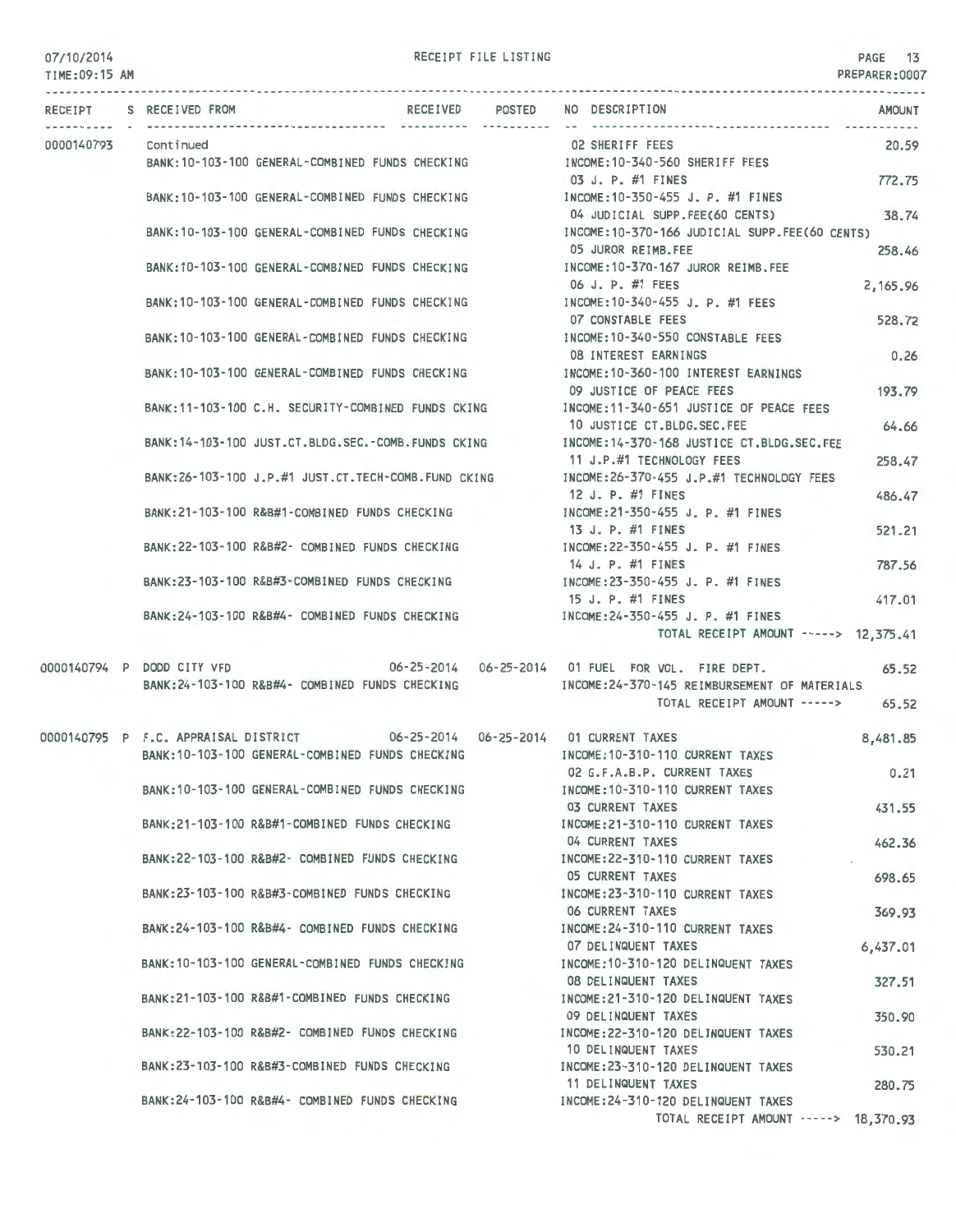RECEIPT FILE LISTING

| RECEIPT | S | RECEIVED FROM | RECEIVED | POSTED | NO | DESCRIPTION | AMOUNT |
|---|---|---|---|---|---|---|---|
| 0000140793 | | Continued | | | 02 | SHERIFF FEES | 20.59 |
| | | BANK:10-103-100 GENERAL-COMBINED FUNDS CHECKING | | | | INCOME:10-340-560 SHERIFF FEES | |
| | | | | | 03 | J. P. #1 FINES | 772.75 |
| | | BANK:10-103-100 GENERAL-COMBINED FUNDS CHECKING | | | | INCOME:10-350-455 J. P. #1 FINES | |
| | | | | | 04 | JUDICIAL SUPP.FEE(60 CENTS) | 38.74 |
| | | BANK:10-103-100 GENERAL-COMBINED FUNDS CHECKING | | | | INCOME:10-370-166 JUDICIAL SUPP.FEE(60 CENTS) | |
| | | | | | 05 | JUROR REIMB.FEE | 258.46 |
| | | BANK:10-103-100 GENERAL-COMBINED FUNDS CHECKING | | | | INCOME:10-370-167 JUROR REIMB.FEE | |
| | | | | | 06 | J. P. #1 FEES | 2,165.96 |
| | | BANK:10-103-100 GENERAL-COMBINED FUNDS CHECKING | | | | INCOME:10-340-455 J. P. #1 FEES | |
| | | | | | 07 | CONSTABLE FEES | 528.72 |
| | | BANK:10-103-100 GENERAL-COMBINED FUNDS CHECKING | | | | INCOME:10-340-550 CONSTABLE FEES | |
| | | | | | 08 | INTEREST EARNINGS | 0.26 |
| | | BANK:10-103-100 GENERAL-COMBINED FUNDS CHECKING | | | | INCOME:10-360-100 INTEREST EARNINGS | |
| | | | | | 09 | JUSTICE OF PEACE FEES | 193.79 |
| | | BANK:11-103-100 C.H. SECURITY-COMBINED FUNDS CKING | | | | INCOME:11-340-651 JUSTICE OF PEACE FEES | |
| | | | | | 10 | JUSTICE CT.BLDG.SEC.FEE | 64.66 |
| | | BANK:14-103-100 JUST.CT.BLDG.SEC.-COMB.FUNDS CKING | | | | INCOME:14-370-168 JUSTICE CT.BLDG.SEC.FEE | |
| | | | | | 11 | J.P.#1 TECHNOLOGY FEES | 258.47 |
| | | BANK:26-103-100 J.P.#1 JUST.CT.TECH-COMB.FUND CKING | | | | INCOME:26-370-455 J.P.#1 TECHNOLOGY FEES | |
| | | | | | 12 | J. P. #1 FINES | 486.47 |
| | | BANK:21-103-100 R&B#1-COMBINED FUNDS CHECKING | | | | INCOME:21-350-455 J. P. #1 FINES | |
| | | | | | 13 | J. P. #1 FINES | 521.21 |
| | | BANK:22-103-100 R&B#2- COMBINED FUNDS CHECKING | | | | INCOME:22-350-455 J. P. #1 FINES | |
| | | | | | 14 | J. P. #1 FINES | 787.56 |
| | | BANK:23-103-100 R&B#3-COMBINED FUNDS CHECKING | | | | INCOME:23-350-455 J. P. #1 FINES | |
| | | | | | 15 | J. P. #1 FINES | 417.01 |
| | | BANK:24-103-100 R&B#4- COMBINED FUNDS CHECKING | | | | INCOME:24-350-455 J. P. #1 FINES | |
| | | | | | | TOTAL RECEIPT AMOUNT -----> | 12,375.41 |
| 0000140794 | P | DODD CITY VFD | 06-25-2014 | 06-25-2014 | 01 | FUEL FOR VOL. FIRE DEPT. | 65.52 |
| | | BANK:24-103-100 R&B#4- COMBINED FUNDS CHECKING | | | | INCOME:24-370-145 REIMBURSEMENT OF MATERIALS | |
| | | | | | | TOTAL RECEIPT AMOUNT -----> | 65.52 |
| 0000140795 | P | F.C. APPRAISAL DISTRICT | 06-25-2014 | 06-25-2014 | 01 | CURRENT TAXES | 8,481.85 |
| | | BANK:10-103-100 GENERAL-COMBINED FUNDS CHECKING | | | | INCOME:10-310-110 CURRENT TAXES | |
| | | | | | 02 | G.F.A.B.P. CURRENT TAXES | 0.21 |
| | | BANK:10-103-100 GENERAL-COMBINED FUNDS CHECKING | | | | INCOME:10-310-110 CURRENT TAXES | |
| | | | | | 03 | CURRENT TAXES | 431.55 |
| | | BANK:21-103-100 R&B#1-COMBINED FUNDS CHECKING | | | | INCOME:21-310-110 CURRENT TAXES | |
| | | | | | 04 | CURRENT TAXES | 462.36 |
| | | BANK:22-103-100 R&B#2- COMBINED FUNDS CHECKING | | | | INCOME:22-310-110 CURRENT TAXES | |
| | | | | | 05 | CURRENT TAXES | 698.65 |
| | | BANK:23-103-100 R&B#3-COMBINED FUNDS CHECKING | | | | INCOME:23-310-110 CURRENT TAXES | |
| | | | | | 06 | CURRENT TAXES | 369.93 |
| | | BANK:24-103-100 R&B#4- COMBINED FUNDS CHECKING | | | | INCOME:24-310-110 CURRENT TAXES | |
| | | | | | 07 | DELINQUENT TAXES | 6,437.01 |
| | | BANK:10-103-100 GENERAL-COMBINED FUNDS CHECKING | | | | INCOME:10-310-120 DELINQUENT TAXES | |
| | | | | | 08 | DELINQUENT TAXES | 327.51 |
| | | BANK:21-103-100 R&B#1-COMBINED FUNDS CHECKING | | | | INCOME:21-310-120 DELINQUENT TAXES | |
| | | | | | 09 | DELINQUENT TAXES | 350.90 |
| | | BANK:22-103-100 R&B#2- COMBINED FUNDS CHECKING | | | | INCOME:22-310-120 DELINQUENT TAXES | |
| | | | | | 10 | DELINQUENT TAXES | 530.21 |
| | | BANK:23-103-100 R&B#3-COMBINED FUNDS CHECKING | | | | INCOME:23-310-120 DELINQUENT TAXES | |
| | | | | | 11 | DELINQUENT TAXES | 280.75 |
| | | BANK:24-103-100 R&B#4- COMBINED FUNDS CHECKING | | | | INCOME:24-310-120 DELINQUENT TAXES | |
| | | | | | | TOTAL RECEIPT AMOUNT -----> | 18,370.93 |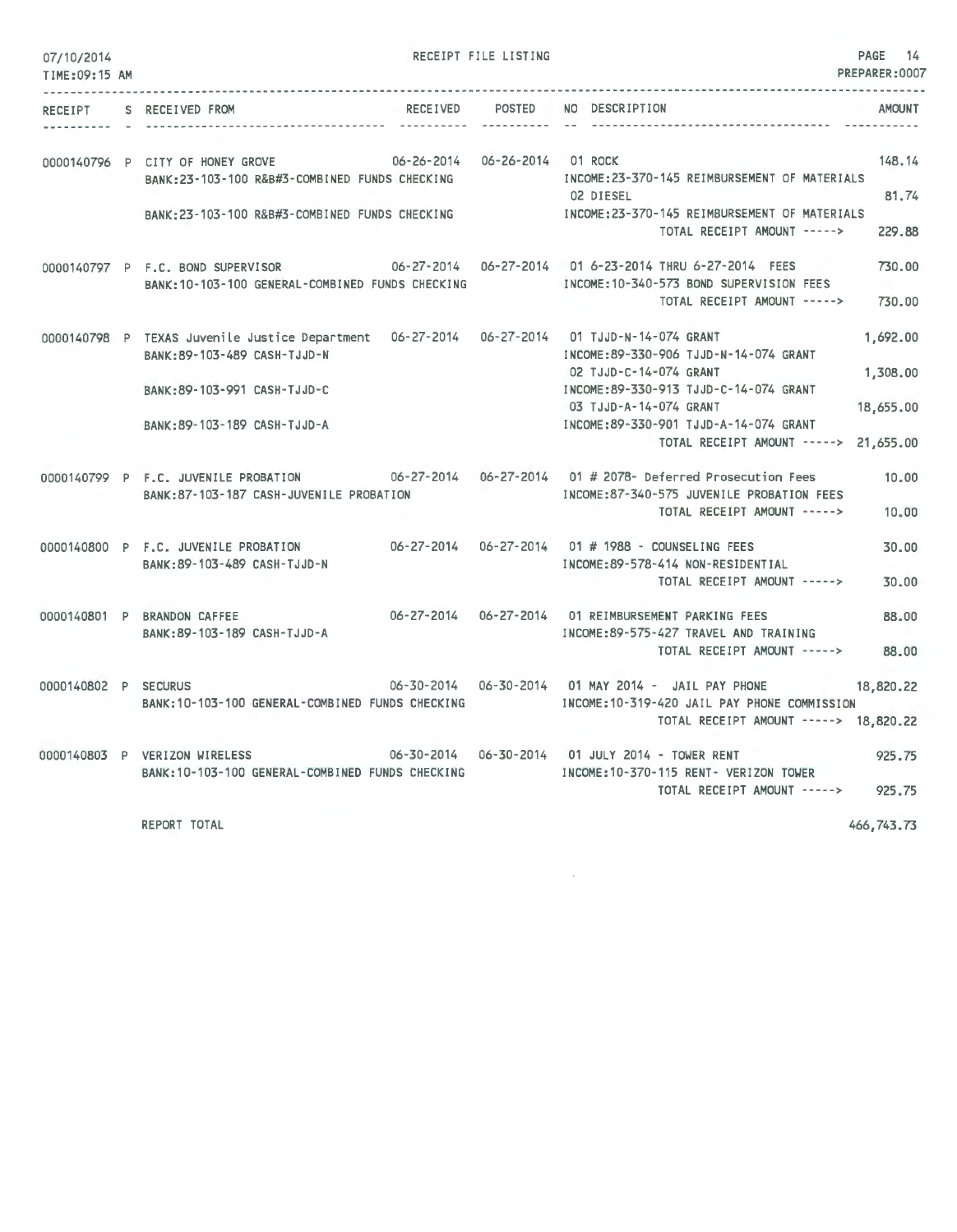RECEIPT FILE LISTING

07/10/2014
TIME:09:15 AM

PREPARER:0007

| RECEIPT | S | RECEIVED FROM | RECEIVED | POSTED | NO | DESCRIPTION | AMOUNT |
|---|---|---|---|---|---|---|---|
| 0000140796 | P | CITY OF HONEY GROVE | 06-26-2014 | 06-26-2014 | 01 | ROCK | 148.14 |
| | | BANK:23-103-100 R&B#3-COMBINED FUNDS CHECKING | | | | INCOME:23-370-145 REIMBURSEMENT OF MATERIALS | |
| | | | | | 02 | DIESEL | 81.74 |
| | | BANK:23-103-100 R&B#3-COMBINED FUNDS CHECKING | | | | INCOME:23-370-145 REIMBURSEMENT OF MATERIALS | |
| | | | | | | TOTAL RECEIPT AMOUNT -----> | 229.88 |
| 0000140797 | P | F.C. BOND SUPERVISOR | 06-27-2014 | 06-27-2014 | 01 | 6-23-2014 THRU 6-27-2014 FEES | 730.00 |
| | | BANK:10-103-100 GENERAL-COMBINED FUNDS CHECKING | | | | INCOME:10-340-573 BOND SUPERVISION FEES | |
| | | | | | | TOTAL RECEIPT AMOUNT -----> | 730.00 |
| 0000140798 | P | TEXAS Juvenile Justice Department | 06-27-2014 | 06-27-2014 | 01 | TJJD-N-14-074 GRANT | 1,692.00 |
| | | BANK:89-103-489 CASH-TJJD-N | | | | INCOME:89-330-906 TJJD-N-14-074 GRANT | |
| | | | | | 02 | TJJD-C-14-074 GRANT | 1,308.00 |
| | | BANK:89-103-991 CASH-TJJD-C | | | | INCOME:89-330-913 TJJD-C-14-074 GRANT | |
| | | | | | 03 | TJJD-A-14-074 GRANT | 18,655.00 |
| | | BANK:89-103-189 CASH-TJJD-A | | | | INCOME:89-330-901 TJJD-A-14-074 GRANT | |
| | | | | | | TOTAL RECEIPT AMOUNT -----> | 21,655.00 |
| 0000140799 | P | F.C. JUVENILE PROBATION | 06-27-2014 | 06-27-2014 | 01 | # 2078- Deferred Prosecution Fees | 10.00 |
| | | BANK:87-103-187 CASH-JUVENILE PROBATION | | | | INCOME:87-340-575 JUVENILE PROBATION FEES | |
| | | | | | | TOTAL RECEIPT AMOUNT -----> | 10.00 |
| 0000140800 | P | F.C. JUVENILE PROBATION | 06-27-2014 | 06-27-2014 | 01 | # 1988 - COUNSELING FEES | 30.00 |
| | | BANK:89-103-489 CASH-TJJD-N | | | | INCOME:89-578-414 NON-RESIDENTIAL | |
| | | | | | | TOTAL RECEIPT AMOUNT -----> | 30.00 |
| 0000140801 | P | BRANDON CAFFEE | 06-27-2014 | 06-27-2014 | 01 | REIMBURSEMENT PARKING FEES | 88.00 |
| | | BANK:89-103-189 CASH-TJJD-A | | | | INCOME:89-575-427 TRAVEL AND TRAINING | |
| | | | | | | TOTAL RECEIPT AMOUNT -----> | 88.00 |
| 0000140802 | P | SECURUS | 06-30-2014 | 06-30-2014 | 01 | MAY 2014 - JAIL PAY PHONE | 18,820.22 |
| | | BANK:10-103-100 GENERAL-COMBINED FUNDS CHECKING | | | | INCOME:10-319-420 JAIL PAY PHONE COMMISSION | |
| | | | | | | TOTAL RECEIPT AMOUNT -----> | 18,820.22 |
| 0000140803 | P | VERIZON WIRELESS | 06-30-2014 | 06-30-2014 | 01 | JULY 2014 - TOWER RENT | 925.75 |
| | | BANK:10-103-100 GENERAL-COMBINED FUNDS CHECKING | | | | INCOME:10-370-115 RENT- VERIZON TOWER | |
| | | | | | | TOTAL RECEIPT AMOUNT -----> | 925.75 |

REPORT TOTAL 466,743.73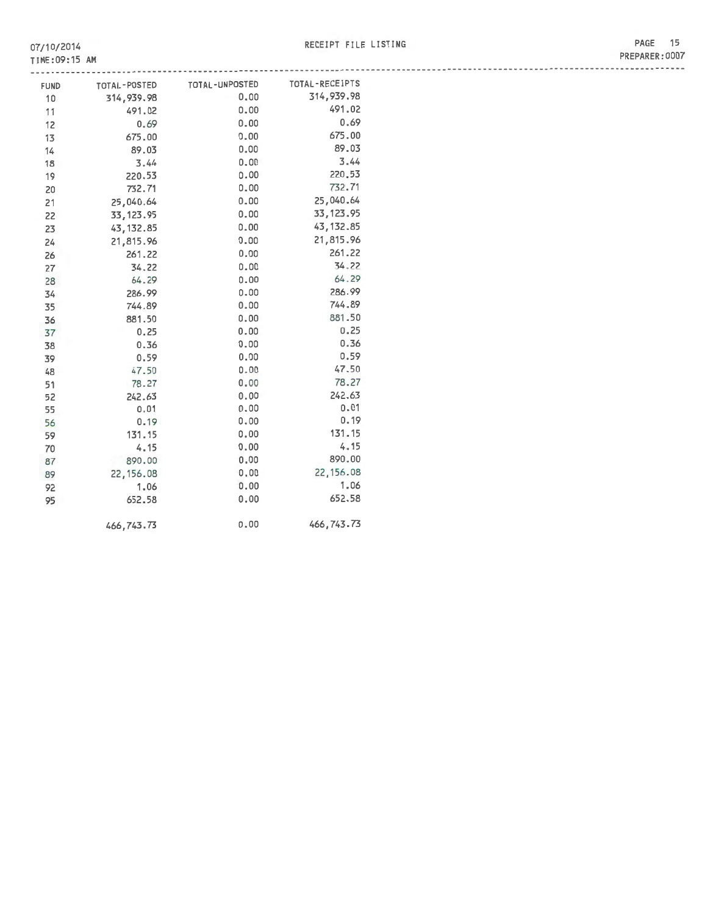07/10/2014
TIME:09:15 AM

RECEIPT FILE LISTING

PREPARER:0007

| FUND | TOTAL-POSTED | TOTAL-UNPOSTED | TOTAL-RECEIPTS |
|---|---|---|---|
| 10 | 314,939.98 | 0.00 | 314,939.98 |
| 11 | 491.02 | 0.00 | 491.02 |
| 12 | 0.69 | 0.00 | 0.69 |
| 13 | 675.00 | 0.00 | 675.00 |
| 14 | 89.03 | 0.00 | 89.03 |
| 18 | 3.44 | 0.00 | 3.44 |
| 19 | 220.53 | 0.00 | 220.53 |
| 20 | 732.71 | 0.00 | 732.71 |
| 21 | 25,040.64 | 0.00 | 25,040.64 |
| 22 | 33,123.95 | 0.00 | 33,123.95 |
| 23 | 43,132.85 | 0.00 | 43,132.85 |
| 24 | 21,815.96 | 0.00 | 21,815.96 |
| 26 | 261.22 | 0.00 | 261.22 |
| 27 | 34.22 | 0.00 | 34.22 |
| 28 | 64.29 | 0.00 | 64.29 |
| 34 | 286.99 | 0.00 | 286.99 |
| 35 | 744.89 | 0.00 | 744.89 |
| 36 | 881.50 | 0.00 | 881.50 |
| 37 | 0.25 | 0.00 | 0.25 |
| 38 | 0.36 | 0.00 | 0.36 |
| 39 | 0.59 | 0.00 | 0.59 |
| 48 | 47.50 | 0.00 | 47.50 |
| 51 | 78.27 | 0.00 | 78.27 |
| 52 | 242.63 | 0.00 | 242.63 |
| 55 | 0.01 | 0.00 | 0.01 |
| 56 | 0.19 | 0.00 | 0.19 |
| 59 | 131.15 | 0.00 | 131.15 |
| 70 | 4.15 | 0.00 | 4.15 |
| 87 | 890.00 | 0.00 | 890.00 |
| 89 | 22,156.08 | 0.00 | 22,156.08 |
| 92 | 1.06 | 0.00 | 1.06 |
| 95 | 652.58 | 0.00 | 652.58 |
| | 466,743.73 | 0.00 | 466,743.73 |